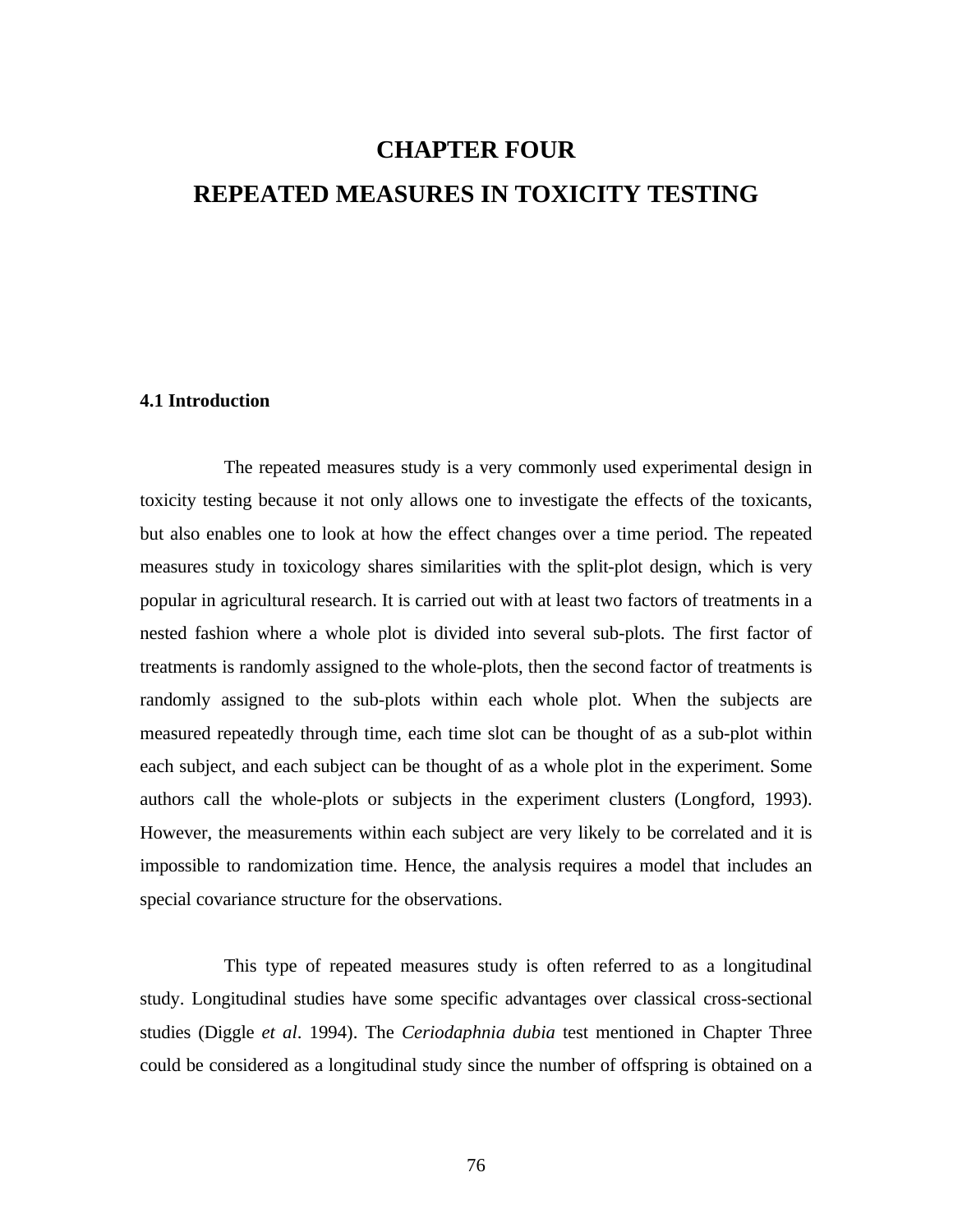# CHAPTER FOUR

# REPEATED MEASURES IN TOXICITY TESTING

## 4.1 Introduction

The repeated measures study is a very commonly used experimental design in toxicity testing because it not only allows one to investigate the effects of the toxicants, but also enables one to look at how the effect changes over a time period. The repeated measures study in toxicology shares similarities with the split-plot design, which is very popular in agricultural research. It is carried out with at least two factors of treatments in a nested fashion where a whole plot is divided into several sub-plots. The first factor of treatments is randomly assigned to the whole-plots, then the second factor of treatments is randomly assigned to the sub-plots within each whole plot. When the subjects are measured repeatedly through time, each time slot can be thought of as a sub-plot within each subject, and each subject can be thought of as a whole plot in the experiment. Some authors call the whole-plots or subjects in the experiment clusters (Longford, 1993). However, the measurements within each subject are very likely to be correlated and it is impossible to randomization time. Hence, the analysis requires a model that includes an special covariance structure for the observations.

This type of repeated measures study is often referred to as a longitudinal study. Longitudinal studies have some specific advantages over classical cross-sectional studies (Diggle *et al*. 1994). The *Ceriodaphnia dubia* test mentioned in Chapter Three could be considered as a longitudinal study since the number of offspring is obtained on a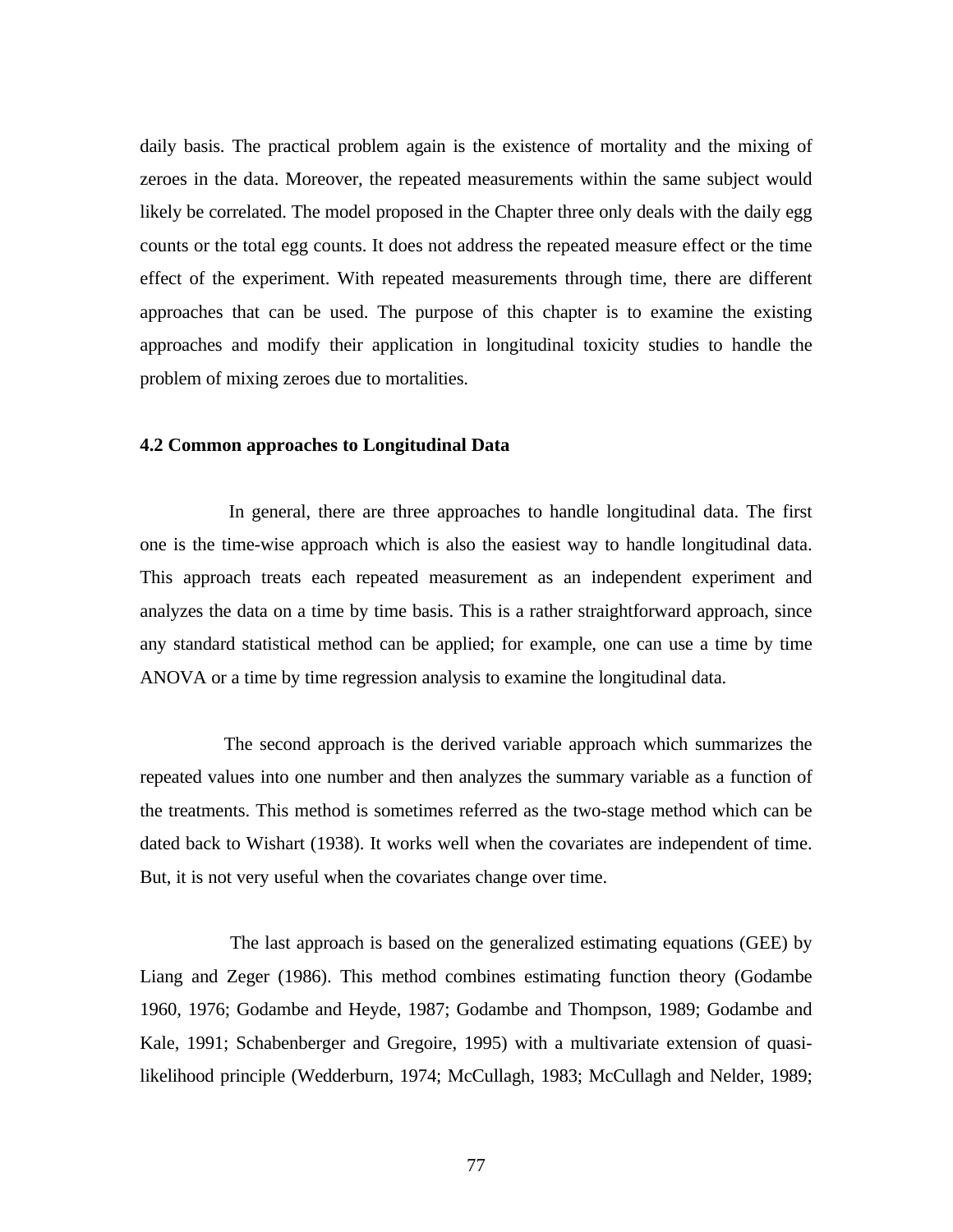daily basis. The practical problem again is the existence of mortality and the mixing of zeroes in the data. Moreover, the repeated measurements within the same subject would likely be correlated. The model proposed in the Chapter three only deals with the daily egg counts or the total egg counts. It does not address the repeated measure effect or the time effect of the experiment. With repeated measurements through time, there are different approaches that can be used. The purpose of this chapter is to examine the existing approaches and modify their application in longitudinal toxicity studies to handle the problem of mixing zeroes due to mortalities.

### 4.2 Common approaches to Longitudinal Data

In general, there are three approaches to handle longitudinal data. The first one is the time-wise approach which is also the easiest way to handle longitudinal data. This approach treats each repeated measurement as an independent experiment and analyzes the data on a time by time basis. This is a rather straightforward approach, since any standard statistical method can be applied; for example, one can use a time by time ANOVA or a time by time regression analysis to examine the longitudinal data.

The second approach is the derived variable approach which summarizes the repeated values into one number and then analyzes the summary variable as a function of the treatments. This method is sometimes referred as the two-stage method which can be dated back to Wishart (1938). It works well when the covariates are independent of time. But, it is not very useful when the covariates change over time.

The last approach is based on the generalized estimating equations (GEE) by Liang and Zeger (1986). This method combines estimating function theory (Godambe 1960, 1976; Godambe and Heyde, 1987; Godambe and Thompson, 1989; Godambe and Kale, 1991; Schabenberger and Gregoire, 1995) with a multivariate extension of quasi-likelihood principle (Wedderburn, 1974; McCullagh, 1983; McCullagh and Nelder, 1989;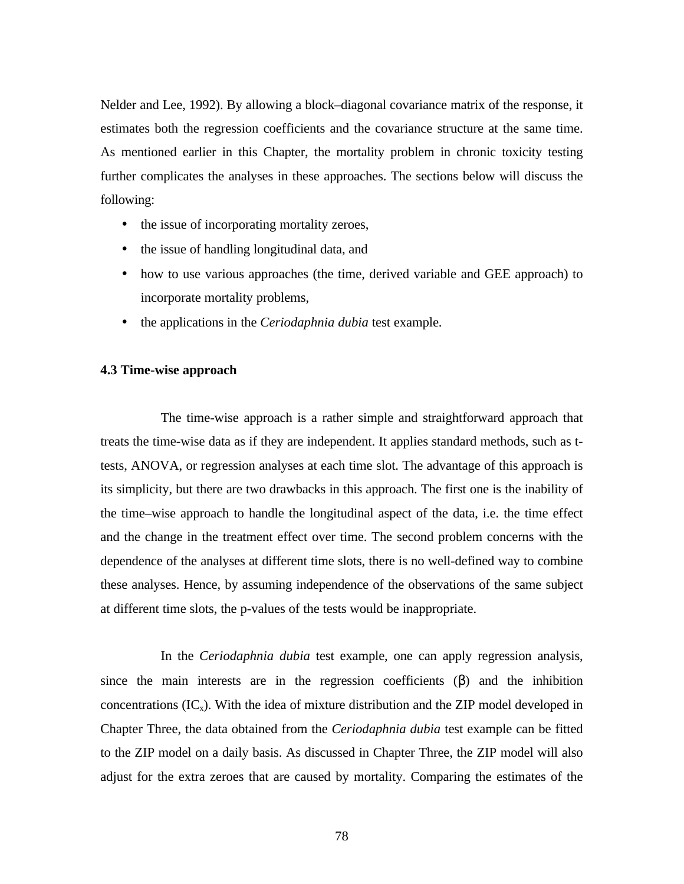Nelder and Lee, 1992). By allowing a block–diagonal covariance matrix of the response, it estimates both the regression coefficients and the covariance structure at the same time. As mentioned earlier in this Chapter, the mortality problem in chronic toxicity testing further complicates the analyses in these approaches. The sections below will discuss the following:

- the issue of incorporating mortality zeroes,
- the issue of handling longitudinal data, and
- how to use various approaches (the time, derived variable and GEE approach) to incorporate mortality problems,
- the applications in the *Ceriodaphnia dubia* test example.

**4.3 Time-wise approach**

The time-wise approach is a rather simple and straightforward approach that treats the time-wise data as if they are independent. It applies standard methods, such as t-tests, ANOVA, or regression analyses at each time slot. The advantage of this approach is its simplicity, but there are two drawbacks in this approach. The first one is the inability of the time–wise approach to handle the longitudinal aspect of the data, i.e. the time effect and the change in the treatment effect over time. The second problem concerns with the dependence of the analyses at different time slots, there is no well-defined way to combine these analyses. Hence, by assuming independence of the observations of the same subject at different time slots, the p-values of the tests would be inappropriate.

In the *Ceriodaphnia dubia* test example, one can apply regression analysis, since the main interests are in the regression coefficients ($\beta$) and the inhibition concentrations ($IC_x$). With the idea of mixture distribution and the ZIP model developed in Chapter Three, the data obtained from the *Ceriodaphnia dubia* test example can be fitted to the ZIP model on a daily basis. As discussed in Chapter Three, the ZIP model will also adjust for the extra zeroes that are caused by mortality. Comparing the estimates of the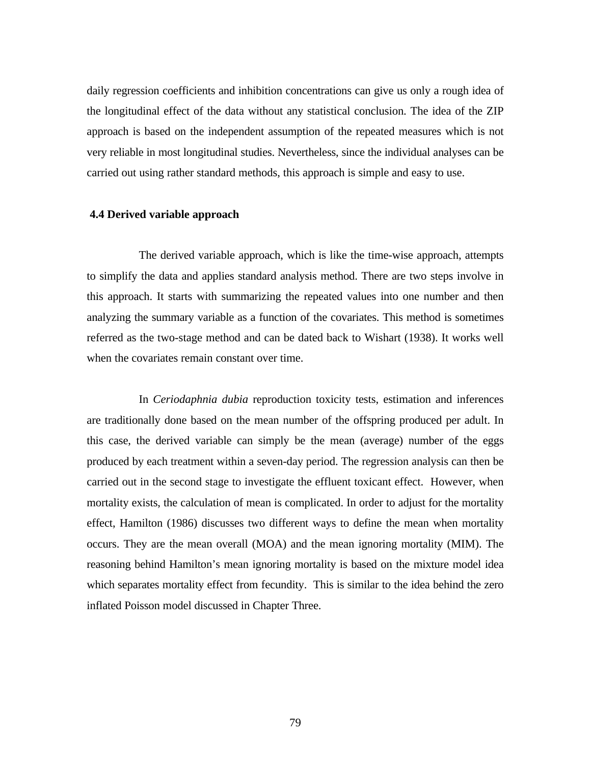daily regression coefficients and inhibition concentrations can give us only a rough idea of the longitudinal effect of the data without any statistical conclusion. The idea of the ZIP approach is based on the independent assumption of the repeated measures which is not very reliable in most longitudinal studies. Nevertheless, since the individual analyses can be carried out using rather standard methods, this approach is simple and easy to use.

## 4.4 Derived variable approach

The derived variable approach, which is like the time-wise approach, attempts to simplify the data and applies standard analysis method. There are two steps involve in this approach. It starts with summarizing the repeated values into one number and then analyzing the summary variable as a function of the covariates. This method is sometimes referred as the two-stage method and can be dated back to Wishart (1938). It works well when the covariates remain constant over time.

In *Ceriodaphnia dubia* reproduction toxicity tests, estimation and inferences are traditionally done based on the mean number of the offspring produced per adult. In this case, the derived variable can simply be the mean (average) number of the eggs produced by each treatment within a seven-day period. The regression analysis can then be carried out in the second stage to investigate the effluent toxicant effect. However, when mortality exists, the calculation of mean is complicated. In order to adjust for the mortality effect, Hamilton (1986) discusses two different ways to define the mean when mortality occurs. They are the mean overall (MOA) and the mean ignoring mortality (MIM). The reasoning behind Hamilton's mean ignoring mortality is based on the mixture model idea which separates mortality effect from fecundity. This is similar to the idea behind the zero inflated Poisson model discussed in Chapter Three.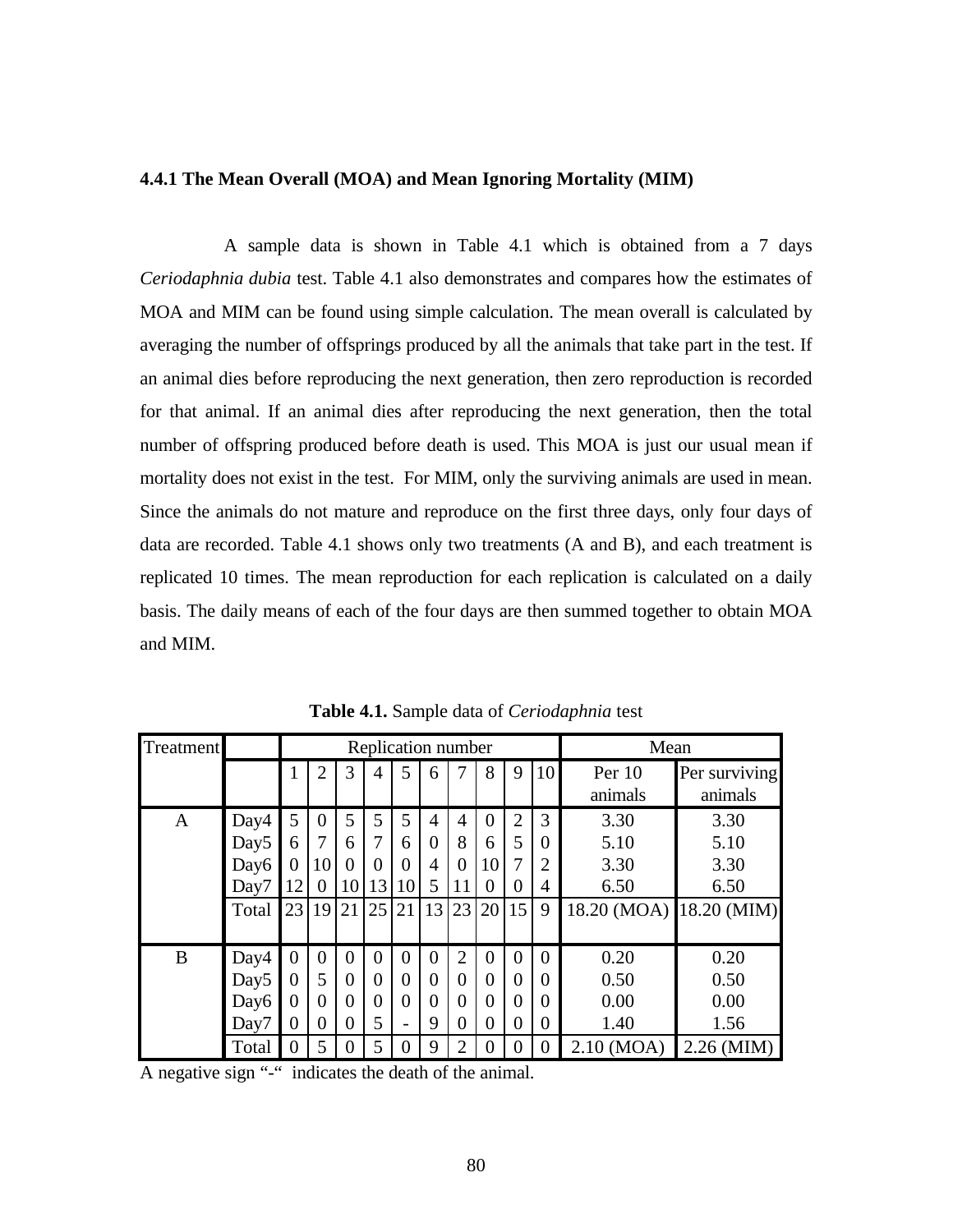### 4.4.1 The Mean Overall (MOA) and Mean Ignoring Mortality (MIM)

A sample data is shown in Table 4.1 which is obtained from a 7 days *Ceriodaphnia dubia* test. Table 4.1 also demonstrates and compares how the estimates of MOA and MIM can be found using simple calculation. The mean overall is calculated by averaging the number of offsprings produced by all the animals that take part in the test. If an animal dies before reproducing the next generation, then zero reproduction is recorded for that animal. If an animal dies after reproducing the next generation, then the total number of offspring produced before death is used. This MOA is just our usual mean if mortality does not exist in the test. For MIM, only the surviving animals are used in mean. Since the animals do not mature and reproduce on the first three days, only four days of data are recorded. Table 4.1 shows only two treatments (A and B), and each treatment is replicated 10 times. The mean reproduction for each replication is calculated on a daily basis. The daily means of each of the four days are then summed together to obtain MOA and MIM.

**Table 4.1.** Sample data of *Ceriodaphnia* test

| Treatment | | Replication number | | | | | | | | | | Mean | |
|---|---|---|---|---|---|---|---|---|---|---|---|---|---|
| | | 1 | 2 | 3 | 4 | 5 | 6 | 7 | 8 | 9 | 10 | Per 10 animals | Per surviving animals |
| A | Day4 | 5 | 0 | 5 | 5 | 5 | 4 | 4 | 0 | 2 | 3 | 3.30 | 3.30 |
| | Day5 | 6 | 7 | 6 | 7 | 6 | 0 | 8 | 6 | 5 | 0 | 5.10 | 5.10 |
| | Day6 | 0 | 10 | 0 | 0 | 0 | 4 | 0 | 10 | 7 | 2 | 3.30 | 3.30 |
| | Day7 | 12 | 0 | 10 | 13 | 10 | 5 | 11 | 0 | 0 | 4 | 6.50 | 6.50 |
| | Total | 23 | 19 | 21 | 25 | 21 | 13 | 23 | 20 | 15 | 9 | 18.20 (MOA) | 18.20 (MIM) |
| B | Day4 | 0 | 0 | 0 | 0 | 0 | 0 | 2 | 0 | 0 | 0 | 0.20 | 0.20 |
| | Day5 | 0 | 5 | 0 | 0 | 0 | 0 | 0 | 0 | 0 | 0 | 0.50 | 0.50 |
| | Day6 | 0 | 0 | 0 | 0 | 0 | 0 | 0 | 0 | 0 | 0 | 0.00 | 0.00 |
| | Day7 | 0 | 0 | 0 | 5 | - | 9 | 0 | 0 | 0 | 0 | 1.40 | 1.56 |
| | Total | 0 | 5 | 0 | 5 | 0 | 9 | 2 | 0 | 0 | 0 | 2.10 (MOA) | 2.26 (MIM) |

A negative sign "-" indicates the death of the animal.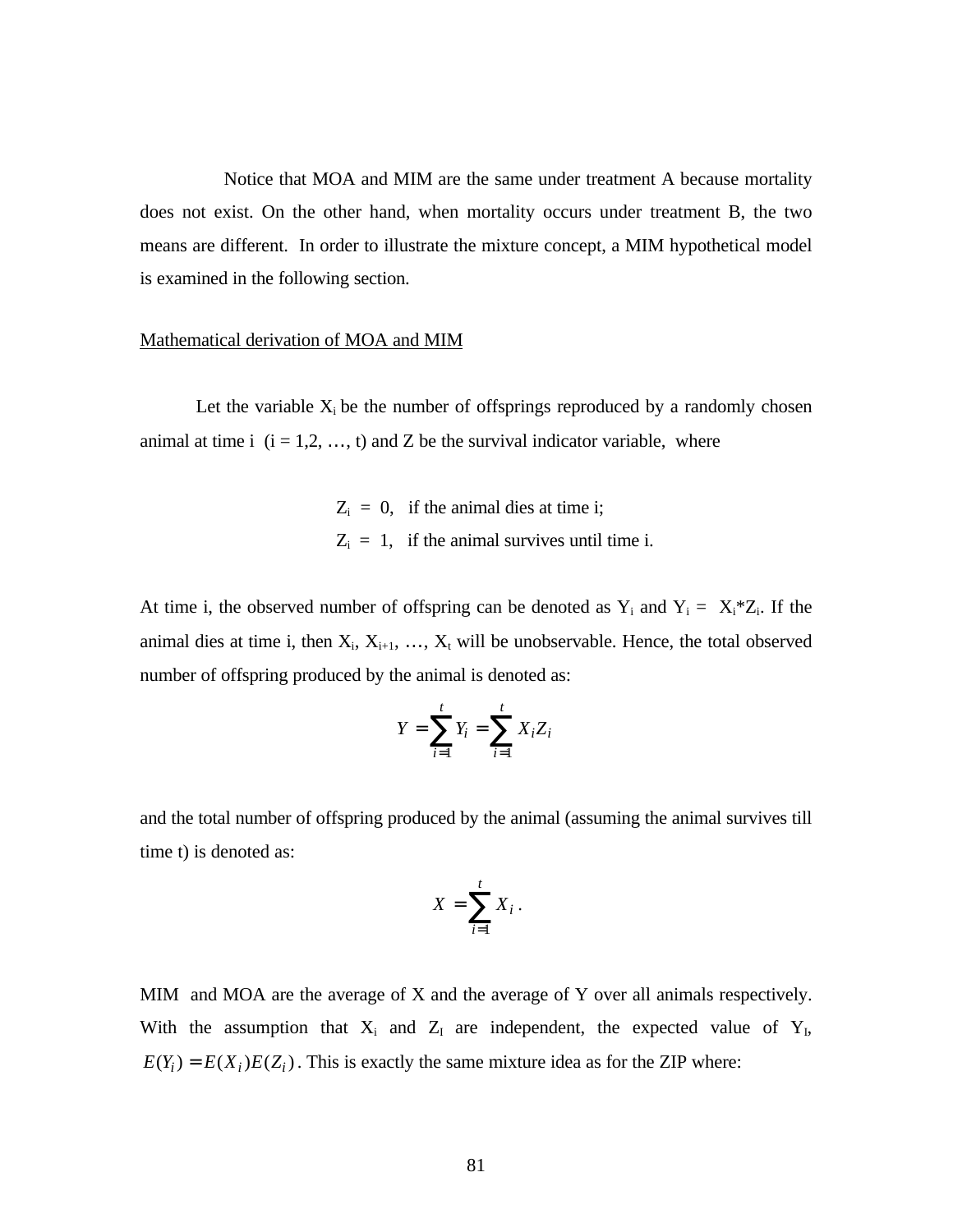Notice that MOA and MIM are the same under treatment A because mortality does not exist. On the other hand, when mortality occurs under treatment B, the two means are different. In order to illustrate the mixture concept, a MIM hypothetical model is examined in the following section.

Mathematical derivation of MOA and MIM

Let the variable $X_i$ be the number of offsprings reproduced by a randomly chosen animal at time i (i = 1,2, …, t) and Z be the survival indicator variable, where

$Z_i = 0$, if the animal dies at time i;
$Z_i = 1$, if the animal survives until time i.

At time i, the observed number of offspring can be denoted as $Y_i$ and $Y_i = X_i*Z_i$. If the animal dies at time i, then $X_i, X_{i+1}, \ldots, X_t$ will be unobservable. Hence, the total observed number of offspring produced by the animal is denoted as:

$$Y = \sum_{i=1}^{t} Y_i = \sum_{i=1}^{t} X_i Z_i$$

and the total number of offspring produced by the animal (assuming the animal survives till time t) is denoted as:

$$X = \sum_{i=1}^{t} X_i \, .$$

MIM and MOA are the average of X and the average of Y over all animals respectively. With the assumption that $X_i$ and $Z_I$ are independent, the expected value of $Y_I$, $E(Y_i) = E(X_i)E(Z_i)$. This is exactly the same mixture idea as for the ZIP where: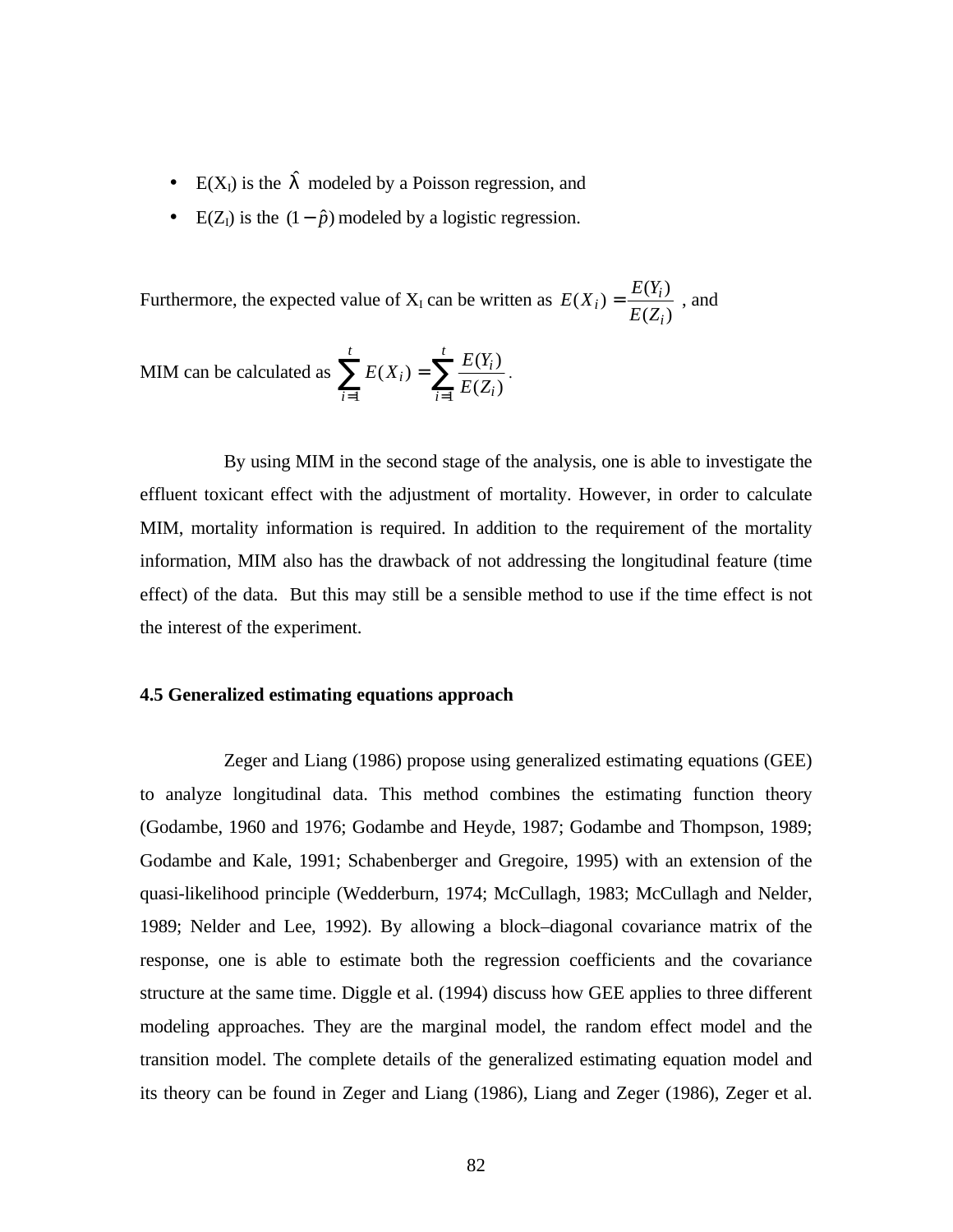- $E(X_l)$ is the $\hat{\lambda}$ modeled by a Poisson regression, and
- $E(Z_l)$ is the $(1-\hat{p})$ modeled by a logistic regression.

Furthermore, the expected value of $X_l$ can be written as $E(X_i) = \dfrac{E(Y_i)}{E(Z_i)}$, and

MIM can be calculated as $\sum_{i=1}^{t} E(X_i) = \sum_{i=1}^{t} \dfrac{E(Y_i)}{E(Z_i)}$.

By using MIM in the second stage of the analysis, one is able to investigate the effluent toxicant effect with the adjustment of mortality. However, in order to calculate MIM, mortality information is required. In addition to the requirement of the mortality information, MIM also has the drawback of not addressing the longitudinal feature (time effect) of the data. But this may still be a sensible method to use if the time effect is not the interest of the experiment.

### 4.5 Generalized estimating equations approach

Zeger and Liang (1986) propose using generalized estimating equations (GEE) to analyze longitudinal data. This method combines the estimating function theory (Godambe, 1960 and 1976; Godambe and Heyde, 1987; Godambe and Thompson, 1989; Godambe and Kale, 1991; Schabenberger and Gregoire, 1995) with an extension of the quasi-likelihood principle (Wedderburn, 1974; McCullagh, 1983; McCullagh and Nelder, 1989; Nelder and Lee, 1992). By allowing a block–diagonal covariance matrix of the response, one is able to estimate both the regression coefficients and the covariance structure at the same time. Diggle et al. (1994) discuss how GEE applies to three different modeling approaches. They are the marginal model, the random effect model and the transition model. The complete details of the generalized estimating equation model and its theory can be found in Zeger and Liang (1986), Liang and Zeger (1986), Zeger et al.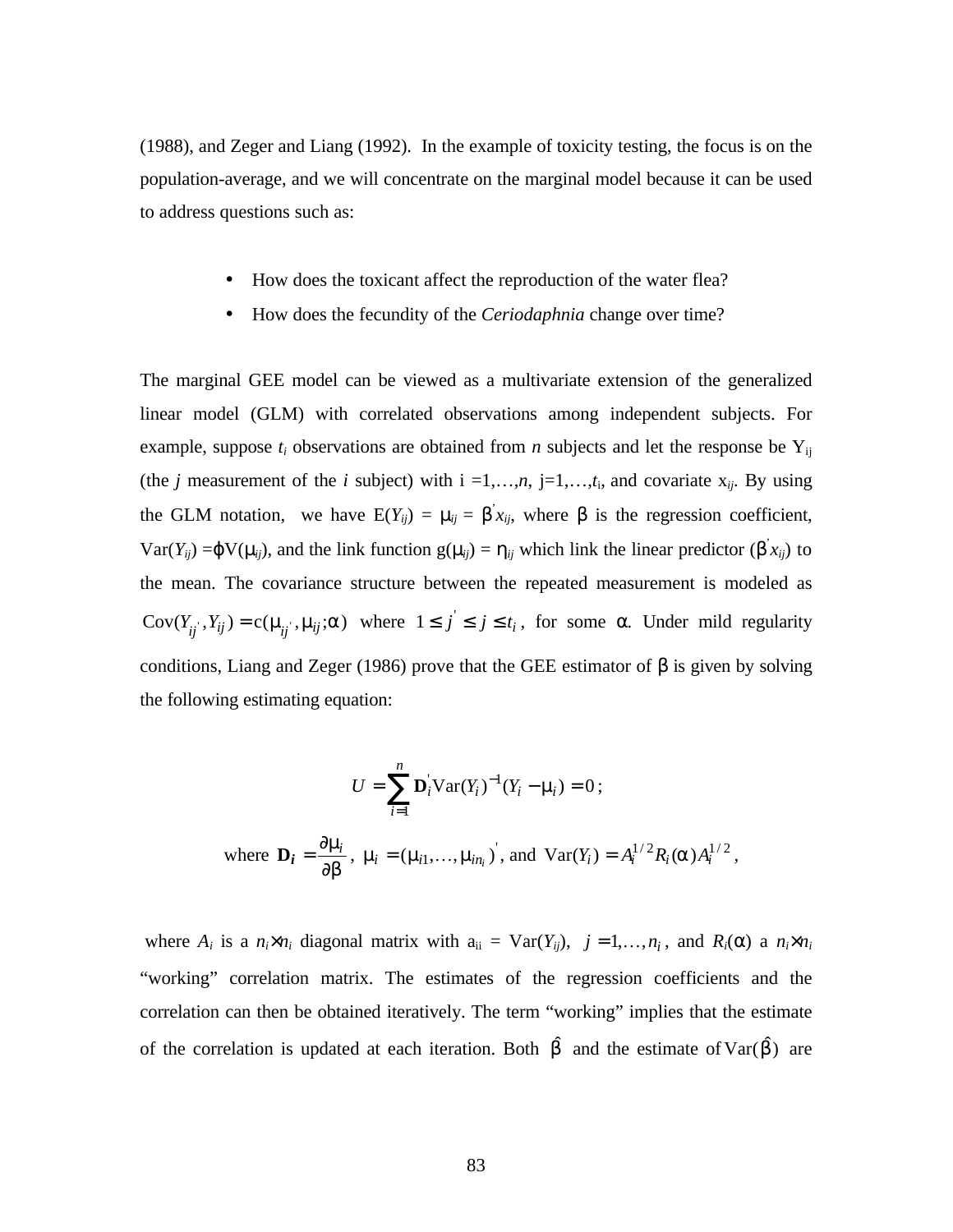(1988), and Zeger and Liang (1992). In the example of toxicity testing, the focus is on the population-average, and we will concentrate on the marginal model because it can be used to address questions such as:

- How does the toxicant affect the reproduction of the water flea?
- How does the fecundity of the *Ceriodaphnia* change over time?

The marginal GEE model can be viewed as a multivariate extension of the generalized linear model (GLM) with correlated observations among independent subjects. For example, suppose $t_i$ observations are obtained from $n$ subjects and let the response be $Y_{ij}$ (the $j$ measurement of the $i$ subject) with i =1,…,$n$, j=1,…,$t_i$, and covariate $x_{ij}$. By using the GLM notation, we have $E(Y_{ij}) = \mu_{ij} = \beta' x_{ij}$, where $\beta$ is the regression coefficient, $Var(Y_{ij}) = \varphi V(\mu_{ij})$, and the link function $g(\mu_{ij}) = \eta_{ij}$ which link the linear predictor ($\beta' x_{ij}$) to the mean. The covariance structure between the repeated measurement is modeled as $\text{Cov}(Y_{ij'}, Y_{ij}) = c(\mu_{ij'}, \mu_{ij}; \alpha)$ where $1 \le j' \le j \le t_i$, for some $\alpha$. Under mild regularity conditions, Liang and Zeger (1986) prove that the GEE estimator of $\beta$ is given by solving the following estimating equation:

$$U = \sum_{i=1}^{n} \mathbf{D}_i' \text{Var}(Y_i)^{-1} (Y_i - \mu_i) = 0\,;$$

$$\text{where } \mathbf{D}_i = \frac{\partial \mu_i}{\partial \beta},\ \mu_i = (\mu_{i1}, \ldots, \mu_{in_i})',\ \text{and } \text{Var}(Y_i) = A_i^{1/2} R_i(\alpha) A_i^{1/2},$$

where $A_i$ is a $n_i \times n_i$ diagonal matrix with $a_{ii} = Var(Y_{ij})$, $j = 1, \ldots, n_i$, and $R_i(\alpha)$ a $n_i \times n_i$ "working" correlation matrix. The estimates of the regression coefficients and the correlation can then be obtained iteratively. The term "working" implies that the estimate of the correlation is updated at each iteration. Both $\hat{\beta}$ and the estimate of $\text{Var}(\hat{\beta})$ are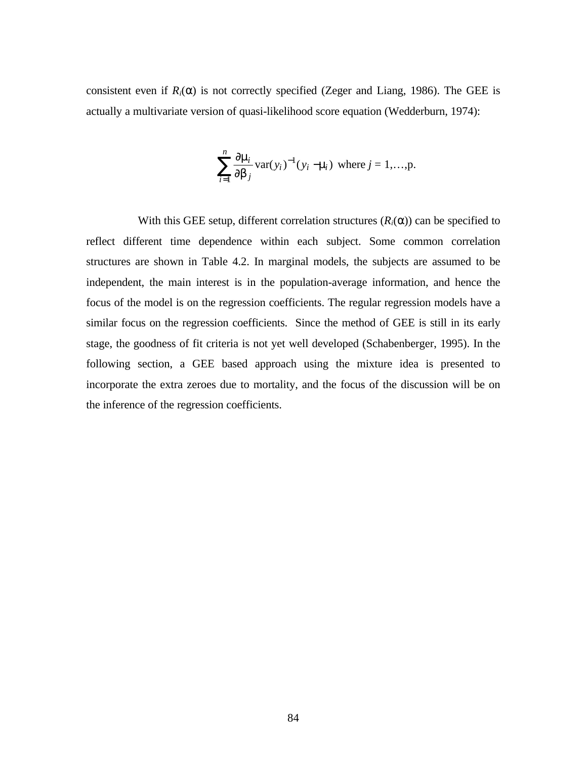consistent even if $R_i(\alpha)$ is not correctly specified (Zeger and Liang, 1986). The GEE is actually a multivariate version of quasi-likelihood score equation (Wedderburn, 1974):

$$\sum_{i=1}^{n} \frac{\partial \mu_i}{\partial \beta_j} \operatorname{var}(y_i)^{-1}(y_i - \mu_i) \text{ where } j = 1,\ldots,p.$$

With this GEE setup, different correlation structures ($R_i(\alpha)$) can be specified to reflect different time dependence within each subject. Some common correlation structures are shown in Table 4.2. In marginal models, the subjects are assumed to be independent, the main interest is in the population-average information, and hence the focus of the model is on the regression coefficients. The regular regression models have a similar focus on the regression coefficients. Since the method of GEE is still in its early stage, the goodness of fit criteria is not yet well developed (Schabenberger, 1995). In the following section, a GEE based approach using the mixture idea is presented to incorporate the extra zeroes due to mortality, and the focus of the discussion will be on the inference of the regression coefficients.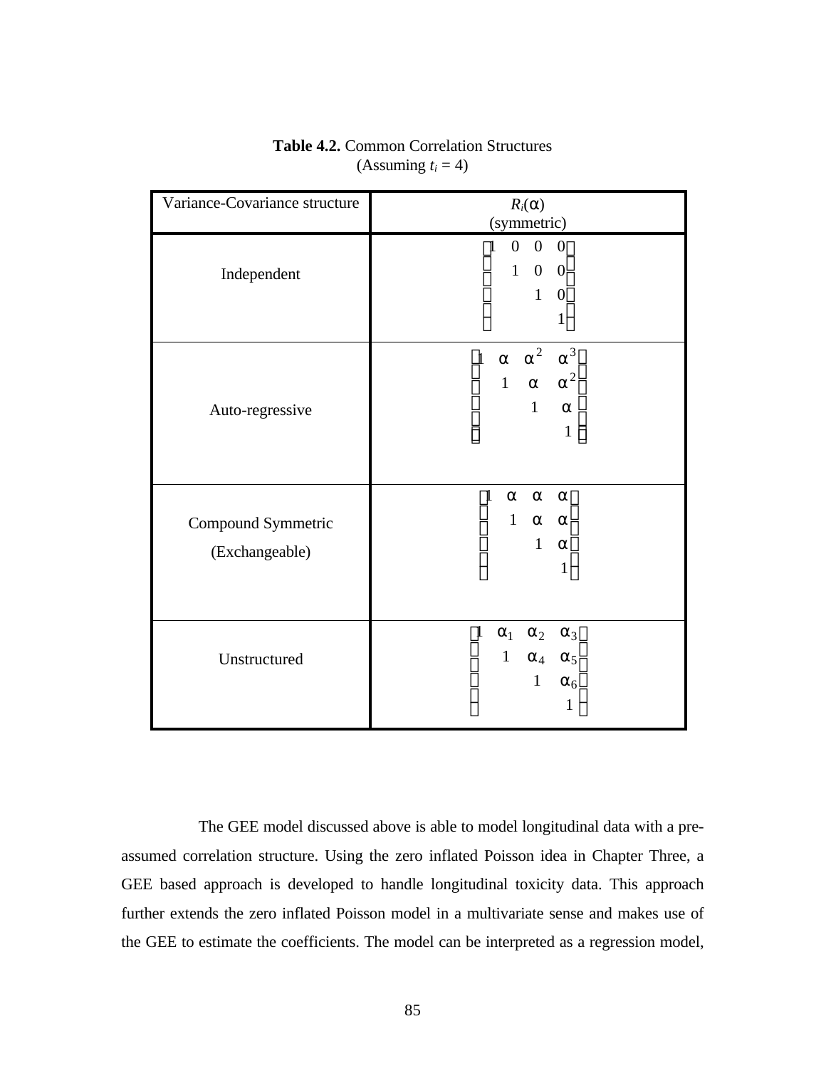**Table 4.2.** Common Correlation Structures
(Assuming $t_i = 4$)

| Variance-Covariance structure | $R_i(\alpha)$ (symmetric) |
|---|---|
| Independent | $\begin{bmatrix} 1 & 0 & 0 & 0 \\ & 1 & 0 & 0 \\ & & 1 & 0 \\ & & & 1 \end{bmatrix}$ |
| Auto-regressive | $\begin{bmatrix} 1 & \alpha & \alpha^2 & \alpha^3 \\ & 1 & \alpha & \alpha^2 \\ & & 1 & \alpha \\ & & & 1 \end{bmatrix}$ |
| Compound Symmetric (Exchangeable) | $\begin{bmatrix} 1 & \alpha & \alpha & \alpha \\ & 1 & \alpha & \alpha \\ & & 1 & \alpha \\ & & & 1 \end{bmatrix}$ |
| Unstructured | $\begin{bmatrix} 1 & \alpha_1 & \alpha_2 & \alpha_3 \\ & 1 & \alpha_4 & \alpha_5 \\ & & 1 & \alpha_6 \\ & & & 1 \end{bmatrix}$ |

The GEE model discussed above is able to model longitudinal data with a pre-assumed correlation structure. Using the zero inflated Poisson idea in Chapter Three, a GEE based approach is developed to handle longitudinal toxicity data. This approach further extends the zero inflated Poisson model in a multivariate sense and makes use of the GEE to estimate the coefficients. The model can be interpreted as a regression model,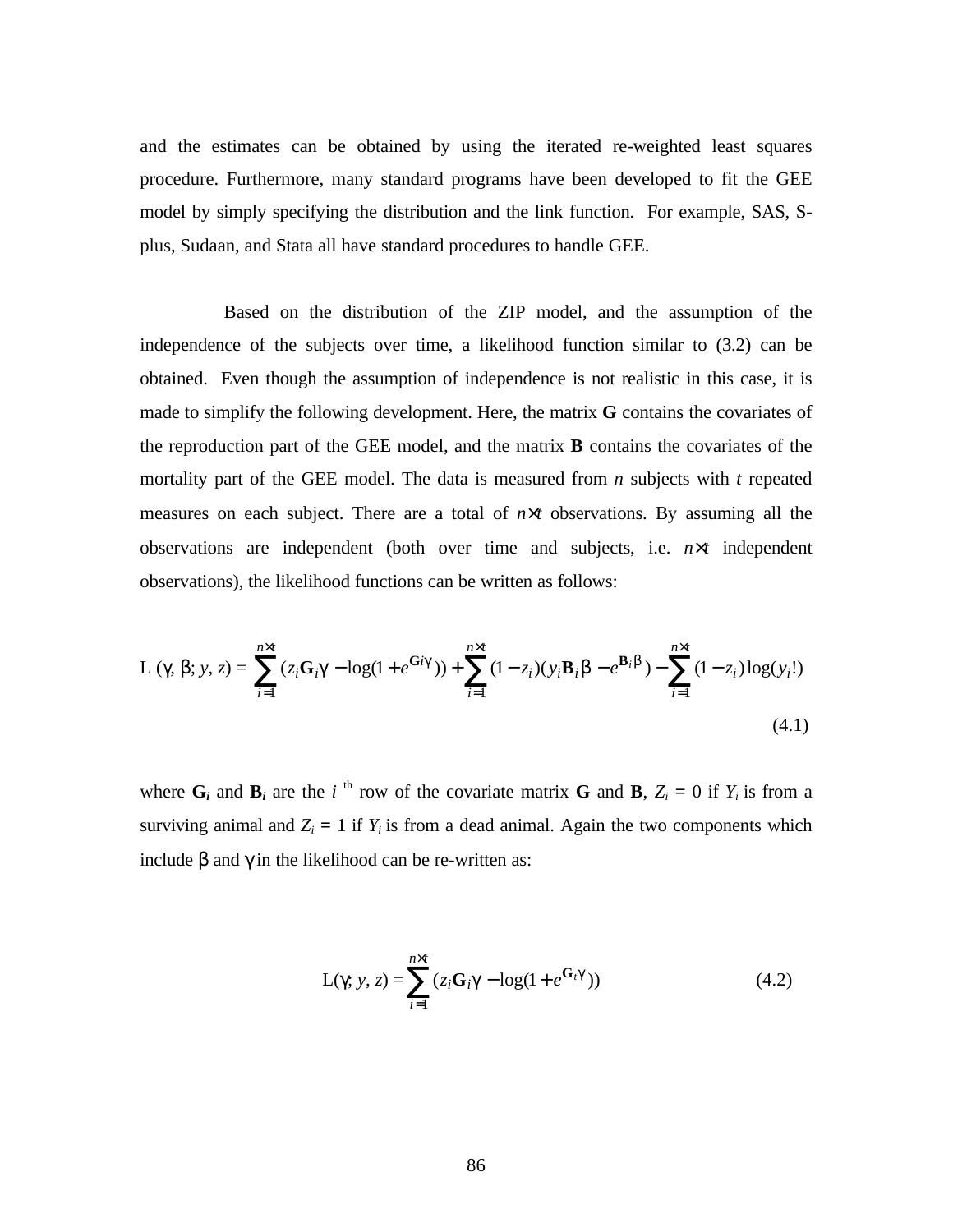and the estimates can be obtained by using the iterated re-weighted least squares procedure. Furthermore, many standard programs have been developed to fit the GEE model by simply specifying the distribution and the link function. For example, SAS, S-plus, Sudaan, and Stata all have standard procedures to handle GEE.

Based on the distribution of the ZIP model, and the assumption of the independence of the subjects over time, a likelihood function similar to (3.2) can be obtained. Even though the assumption of independence is not realistic in this case, it is made to simplify the following development. Here, the matrix **G** contains the covariates of the reproduction part of the GEE model, and the matrix **B** contains the covariates of the mortality part of the GEE model. The data is measured from *n* subjects with *t* repeated measures on each subject. There are a total of $n\times t$ observations. By assuming all the observations are independent (both over time and subjects, i.e. $n\times t$ independent observations), the likelihood functions can be written as follows:

$$L(\gamma, \beta; y, z) = \sum_{i=1}^{n\times t} (z_i \mathbf{G}_i\gamma - \log(1+e^{\mathbf{G}_i\gamma})) + \sum_{i=1}^{n\times t} (1-z_i)(y_i\mathbf{B}_i\beta - e^{\mathbf{B}_i\beta}) - \sum_{i=1}^{n\times t} (1-z_i)\log(y_i!) \tag{4.1}$$

where $\mathbf{G}_i$ and $\mathbf{B}_i$ are the $i$ th row of the covariate matrix **G** and **B**, $Z_i = 0$ if $Y_i$ is from a surviving animal and $Z_i = 1$ if $Y_i$ is from a dead animal. Again the two components which include $\beta$ and $\gamma$ in the likelihood can be re-written as:

$$L(\gamma; y, z) = \sum_{i=1}^{n\times t} (z_i\mathbf{G}_i\gamma - \log(1+e^{\mathbf{G}_i\gamma})) \tag{4.2}$$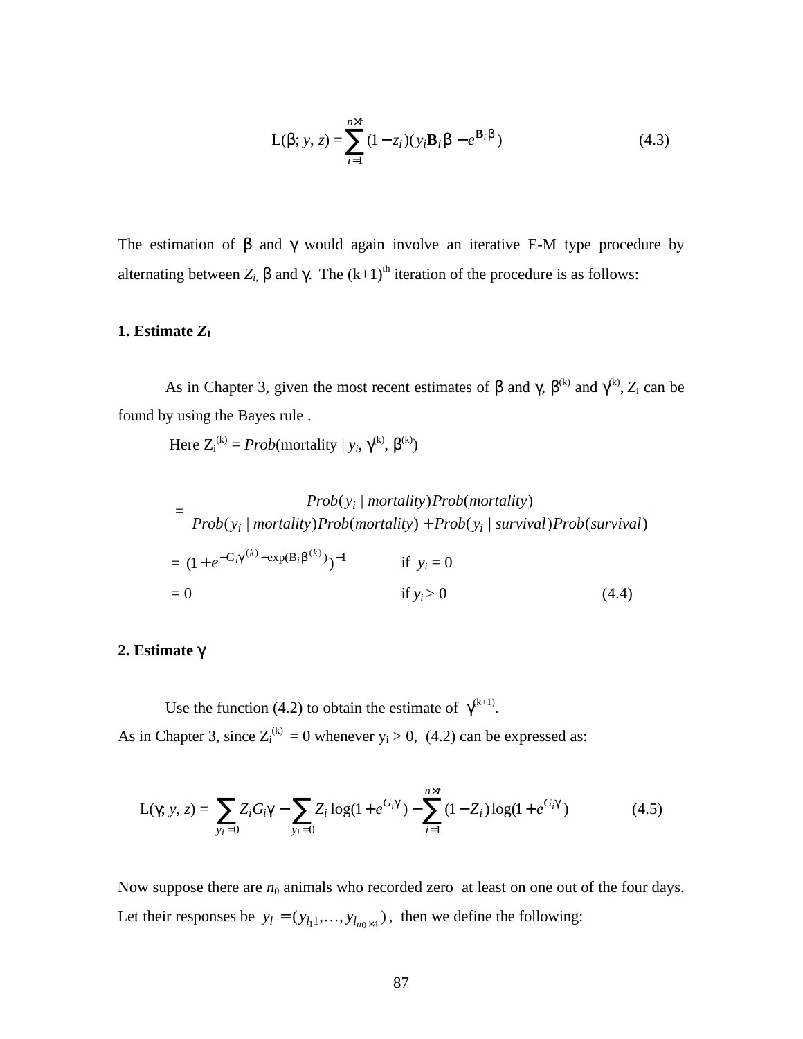$$L(\beta; y, z) = \sum_{i=1}^{n \times t} (1 - z_i)(y_i \mathbf{B}_i \beta - e^{\mathbf{B}_i \beta}) \tag{4.3}$$

The estimation of β and γ would again involve an iterative E-M type procedure by alternating between $Z_i$, β and γ. The (k+1)[th] iteration of the procedure is as follows:

**1. Estimate $Z_I$**

As in Chapter 3, given the most recent estimates of β and γ, $\beta^{(k)}$ and $\gamma^{(k)}$, $Z_i$ can be found by using the Bayes rule .

Here $Z_i^{(k)} = Prob(\text{mortality} \mid y_i, \gamma^{(k)}, \beta^{(k)})$

$$= \frac{Prob(y_i \mid mortality)Prob(mortality)}{Prob(y_i \mid mortality)Prob(mortality) + Prob(y_i \mid survival)Prob(survival)}$$

$$= (1 + e^{-G_i\gamma^{(k)} - \exp(B_i\beta^{(k)})})^{-1} \qquad \text{if } y_i = 0$$

$$= 0 \qquad \text{if } y_i > 0 \tag{4.4}$$

**2. Estimate γ**

Use the function (4.2) to obtain the estimate of $\gamma^{(k+1)}$.

As in Chapter 3, since $Z_i^{(k)} = 0$ whenever $y_i > 0$, (4.2) can be expressed as:

$$L(\gamma; y, z) = \sum_{y_i = 0} Z_i G_i \gamma - \sum_{y_i = 0} Z_i \log(1 + e^{G_i \gamma}) - \sum_{i=1}^{n \times t} (1 - Z_i)\log(1 + e^{G_i \gamma}) \tag{4.5}$$

Now suppose there are $n_0$ animals who recorded zero at least on one out of the four days. Let their responses be $y_l = (y_{l_1 1}, \ldots, y_{l_{n_0} \times 4})$, then we define the following: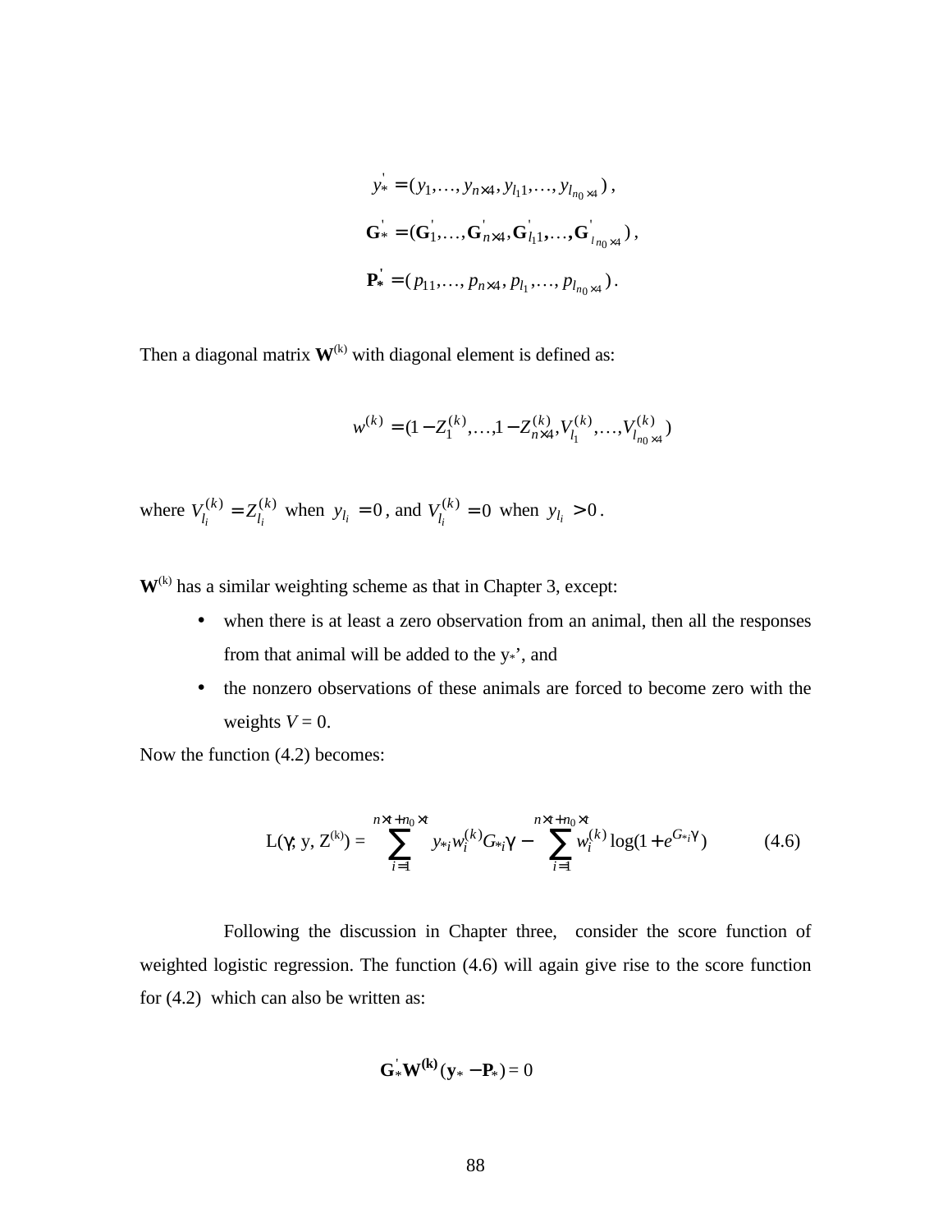$$y_*' = (y_1, \ldots, y_{n\times 4}, y_{l_1 1}, \ldots, y_{l_{n_0}\times 4}),$$

$$\mathbf{G}_*' = (\mathbf{G}_1', \ldots, \mathbf{G}_{n\times 4}', \mathbf{G}_{l_1 1}', \ldots, \mathbf{G}_{l_{n_0}\times 4}'),$$

$$\mathbf{P}_*' = (p_{11}, \ldots, p_{n\times 4}, p_{l_1}, \ldots, p_{l_{n_0}\times 4}).$$

Then a diagonal matrix $\mathbf{W}^{(k)}$ with diagonal element is defined as:

$$w^{(k)} = (1 - Z_1^{(k)}, \ldots, 1 - Z_{n\times 4}^{(k)}, V_{l_1}^{(k)}, \ldots, V_{l_{n_0}\times 4}^{(k)})$$

where $V_{l_i}^{(k)} = Z_{l_i}^{(k)}$ when $y_{l_i} = 0$, and $V_{l_i}^{(k)} = 0$ when $y_{l_i} > 0$.

$\mathbf{W}^{(k)}$ has a similar weighting scheme as that in Chapter 3, except:

- when there is at least a zero observation from an animal, then all the responses from that animal will be added to the $y_*$', and
- the nonzero observations of these animals are forced to become zero with the weights $V = 0$.

Now the function (4.2) becomes:

$$L(\gamma; y, Z^{(k)}) = \sum_{i=1}^{n\times t + n_0 \times t} y_{*i} w_i^{(k)} G_{*i}\gamma - \sum_{i=1}^{n\times t + n_0 \times t} w_i^{(k)} \log(1 + e^{G_{*i}\gamma}) \qquad (4.6)$$

Following the discussion in Chapter three, consider the score function of weighted logistic regression. The function (4.6) will again give rise to the score function for (4.2) which can also be written as:

$$\mathbf{G}_*' \mathbf{W}^{(\mathbf{k})} (\mathbf{y}_* - \mathbf{P}_*) = 0$$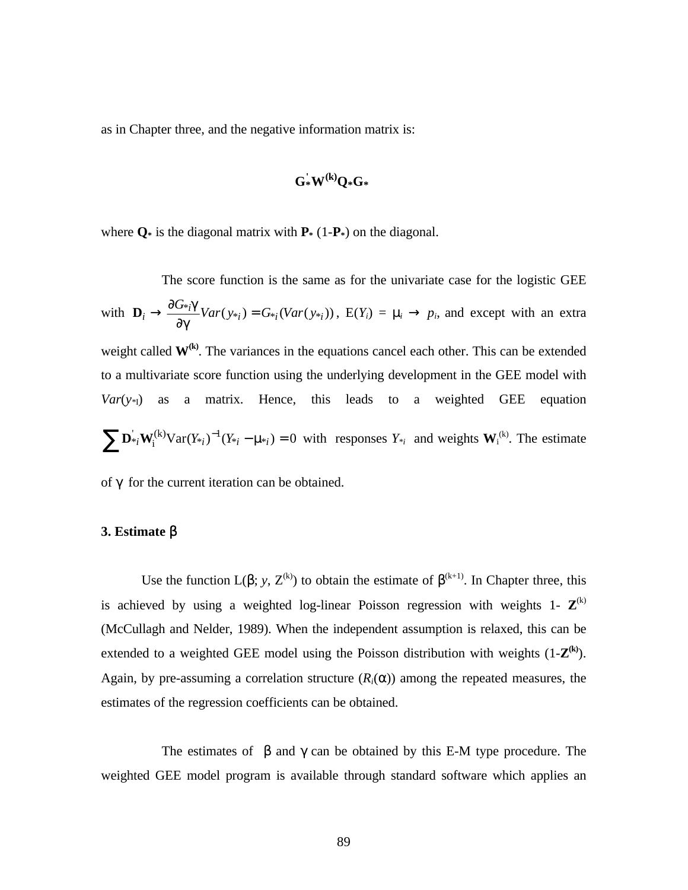as in Chapter three, and the negative information matrix is:

$$\mathbf{G}_*^{'}\mathbf{W}^{(k)}\mathbf{Q}_*\mathbf{G}_*$$

where $\mathbf{Q}_*$ is the diagonal matrix with $\mathbf{P}_*$ (1-$\mathbf{P}_*$) on the diagonal.

The score function is the same as for the univariate case for the logistic GEE with $\mathbf{D}_i \rightarrow \frac{\partial G_{*i}\gamma}{\partial \gamma} Var(y_{*i}) = G_{*i}(Var(y_{*i}))$, E($Y_i$) = $\mu_i \rightarrow p_i$, and except with an extra weight called $\mathbf{W}^{(k)}$. The variances in the equations cancel each other. This can be extended to a multivariate score function using the underlying development in the GEE model with $Var(y_{*I})$ as a matrix. Hence, this leads to a weighted GEE equation $\sum \mathbf{D}_{*i}^{'}\mathbf{W}_i^{(k)}\mathrm{Var}(Y_{*i})^{-1}(Y_{*i} - \mu_{*i}) = 0$ with responses $Y_{*i}$ and weights $\mathbf{W}_i^{(k)}$. The estimate of $\gamma$ for the current iteration can be obtained.

**3. Estimate β**

Use the function L($\beta$; $y$, $Z^{(k)}$) to obtain the estimate of $\beta^{(k+1)}$. In Chapter three, this is achieved by using a weighted log-linear Poisson regression with weights 1- $\mathbf{Z}^{(k)}$ (McCullagh and Nelder, 1989). When the independent assumption is relaxed, this can be extended to a weighted GEE model using the Poisson distribution with weights (1-$\mathbf{Z}^{(k)}$). Again, by pre-assuming a correlation structure ($R_i(\alpha)$) among the repeated measures, the estimates of the regression coefficients can be obtained.

The estimates of $\beta$ and $\gamma$ can be obtained by this E-M type procedure. The weighted GEE model program is available through standard software which applies an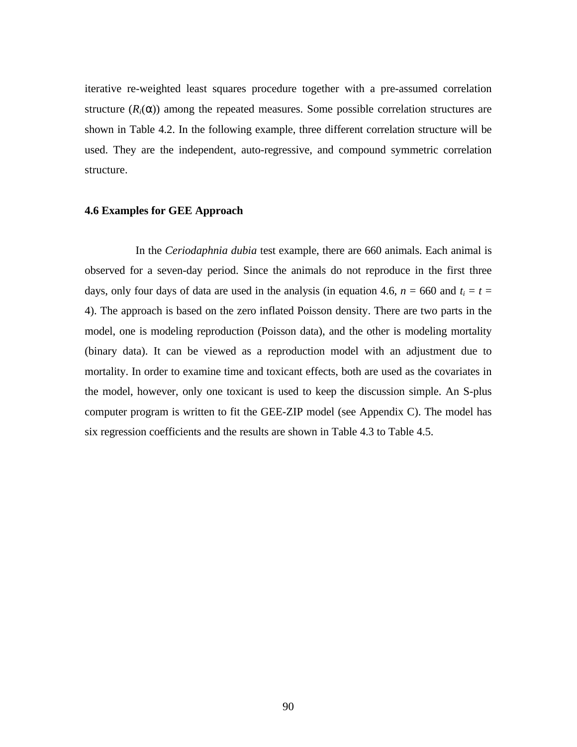iterative re-weighted least squares procedure together with a pre-assumed correlation structure ($R_i(\alpha)$) among the repeated measures. Some possible correlation structures are shown in Table 4.2. In the following example, three different correlation structure will be used. They are the independent, auto-regressive, and compound symmetric correlation structure.

### 4.6 Examples for GEE Approach

In the *Ceriodaphnia dubia* test example, there are 660 animals. Each animal is observed for a seven-day period. Since the animals do not reproduce in the first three days, only four days of data are used in the analysis (in equation 4.6, $n$ = 660 and $t_i = t$ = 4). The approach is based on the zero inflated Poisson density. There are two parts in the model, one is modeling reproduction (Poisson data), and the other is modeling mortality (binary data). It can be viewed as a reproduction model with an adjustment due to mortality. In order to examine time and toxicant effects, both are used as the covariates in the model, however, only one toxicant is used to keep the discussion simple. An S-plus computer program is written to fit the GEE-ZIP model (see Appendix C). The model has six regression coefficients and the results are shown in Table 4.3 to Table 4.5.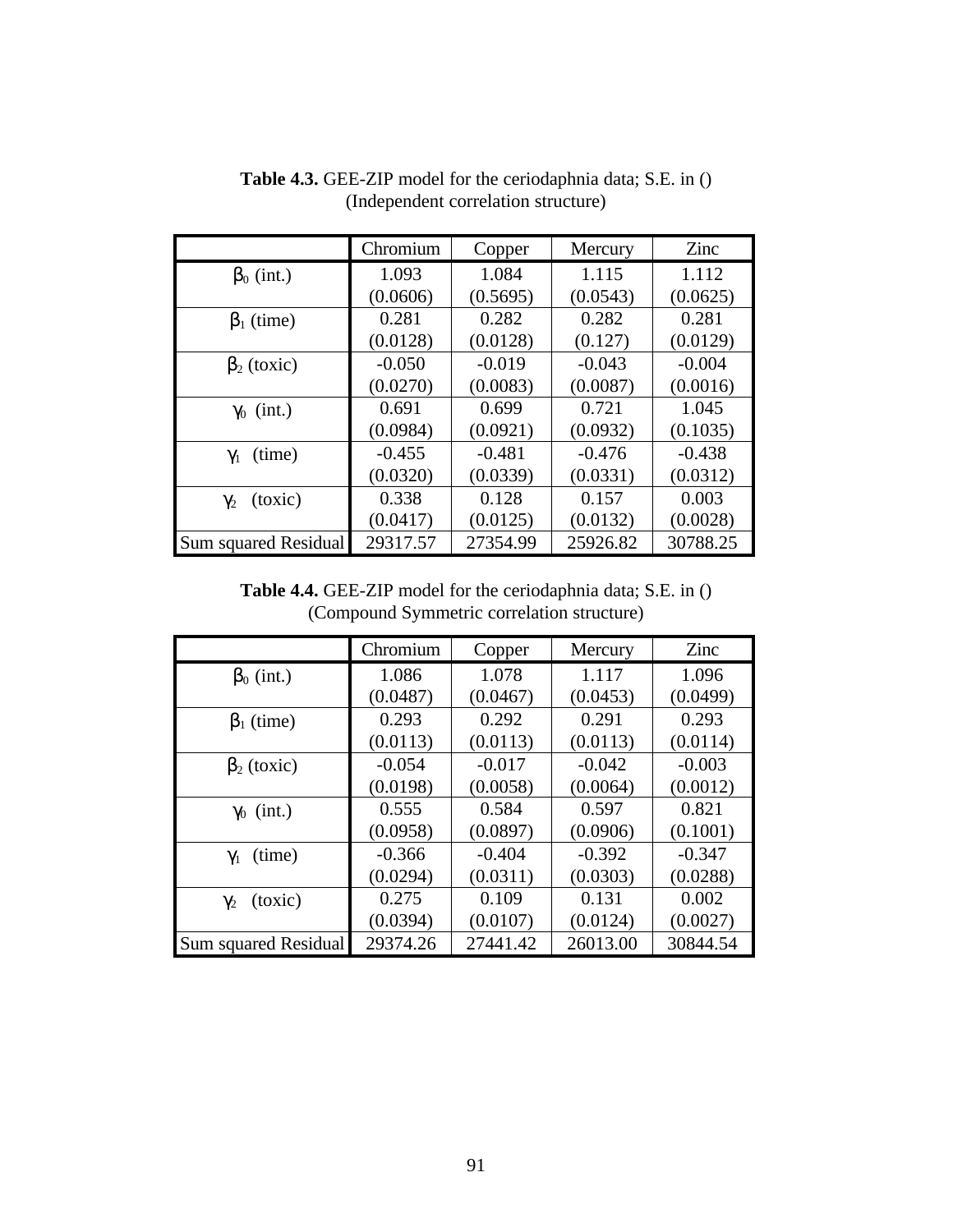**Table 4.3.** GEE-ZIP model for the ceriodaphnia data; S.E. in ()
(Independent correlation structure)

| | Chromium | Copper | Mercury | Zinc |
|---|---|---|---|---|
| $\beta_0$ (int.) | 1.093<br>(0.0606) | 1.084<br>(0.5695) | 1.115<br>(0.0543) | 1.112<br>(0.0625) |
| $\beta_1$ (time) | 0.281<br>(0.0128) | 0.282<br>(0.0128) | 0.282<br>(0.127) | 0.281<br>(0.0129) |
| $\beta_2$ (toxic) | -0.050<br>(0.0270) | -0.019<br>(0.0083) | -0.043<br>(0.0087) | -0.004<br>(0.0016) |
| $\gamma_0$ (int.) | 0.691<br>(0.0984) | 0.699<br>(0.0921) | 0.721<br>(0.0932) | 1.045<br>(0.1035) |
| $\gamma_1$ (time) | -0.455<br>(0.0320) | -0.481<br>(0.0339) | -0.476<br>(0.0331) | -0.438<br>(0.0312) |
| $\gamma_2$ (toxic) | 0.338<br>(0.0417) | 0.128<br>(0.0125) | 0.157<br>(0.0132) | 0.003<br>(0.0028) |
| Sum squared Residual | 29317.57 | 27354.99 | 25926.82 | 30788.25 |

**Table 4.4.** GEE-ZIP model for the ceriodaphnia data; S.E. in ()
(Compound Symmetric correlation structure)

| | Chromium | Copper | Mercury | Zinc |
|---|---|---|---|---|
| $\beta_0$ (int.) | 1.086<br>(0.0487) | 1.078<br>(0.0467) | 1.117<br>(0.0453) | 1.096<br>(0.0499) |
| $\beta_1$ (time) | 0.293<br>(0.0113) | 0.292<br>(0.0113) | 0.291<br>(0.0113) | 0.293<br>(0.0114) |
| $\beta_2$ (toxic) | -0.054<br>(0.0198) | -0.017<br>(0.0058) | -0.042<br>(0.0064) | -0.003<br>(0.0012) |
| $\gamma_0$ (int.) | 0.555<br>(0.0958) | 0.584<br>(0.0897) | 0.597<br>(0.0906) | 0.821<br>(0.1001) |
| $\gamma_1$ (time) | -0.366<br>(0.0294) | -0.404<br>(0.0311) | -0.392<br>(0.0303) | -0.347<br>(0.0288) |
| $\gamma_2$ (toxic) | 0.275<br>(0.0394) | 0.109<br>(0.0107) | 0.131<br>(0.0124) | 0.002<br>(0.0027) |
| Sum squared Residual | 29374.26 | 27441.42 | 26013.00 | 30844.54 |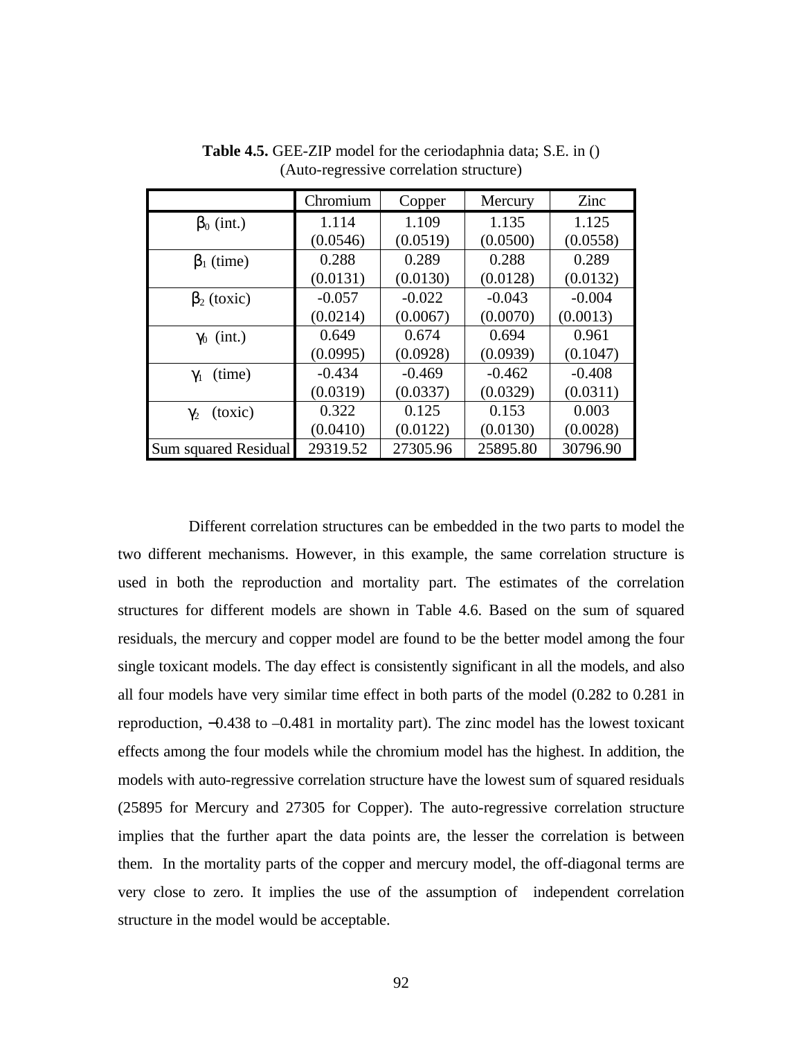**Table 4.5.** GEE-ZIP model for the ceriodaphnia data; S.E. in ()
(Auto-regressive correlation structure)

| | Chromium | Copper | Mercury | Zinc |
|---|---|---|---|---|
| $\beta_0$ (int.) | 1.114 (0.0546) | 1.109 (0.0519) | 1.135 (0.0500) | 1.125 (0.0558) |
| $\beta_1$ (time) | 0.288 (0.0131) | 0.289 (0.0130) | 0.288 (0.0128) | 0.289 (0.0132) |
| $\beta_2$ (toxic) | -0.057 (0.0214) | -0.022 (0.0067) | -0.043 (0.0070) | -0.004 (0.0013) |
| $\gamma_0$ (int.) | 0.649 (0.0995) | 0.674 (0.0928) | 0.694 (0.0939) | 0.961 (0.1047) |
| $\gamma_1$ (time) | -0.434 (0.0319) | -0.469 (0.0337) | -0.462 (0.0329) | -0.408 (0.0311) |
| $\gamma_2$ (toxic) | 0.322 (0.0410) | 0.125 (0.0122) | 0.153 (0.0130) | 0.003 (0.0028) |
| Sum squared Residual | 29319.52 | 27305.96 | 25895.80 | 30796.90 |

Different correlation structures can be embedded in the two parts to model the two different mechanisms. However, in this example, the same correlation structure is used in both the reproduction and mortality part. The estimates of the correlation structures for different models are shown in Table 4.6. Based on the sum of squared residuals, the mercury and copper model are found to be the better model among the four single toxicant models. The day effect is consistently significant in all the models, and also all four models have very similar time effect in both parts of the model (0.282 to 0.281 in reproduction, −0.438 to –0.481 in mortality part). The zinc model has the lowest toxicant effects among the four models while the chromium model has the highest. In addition, the models with auto-regressive correlation structure have the lowest sum of squared residuals (25895 for Mercury and 27305 for Copper). The auto-regressive correlation structure implies that the further apart the data points are, the lesser the correlation is between them. In the mortality parts of the copper and mercury model, the off-diagonal terms are very close to zero. It implies the use of the assumption of independent correlation structure in the model would be acceptable.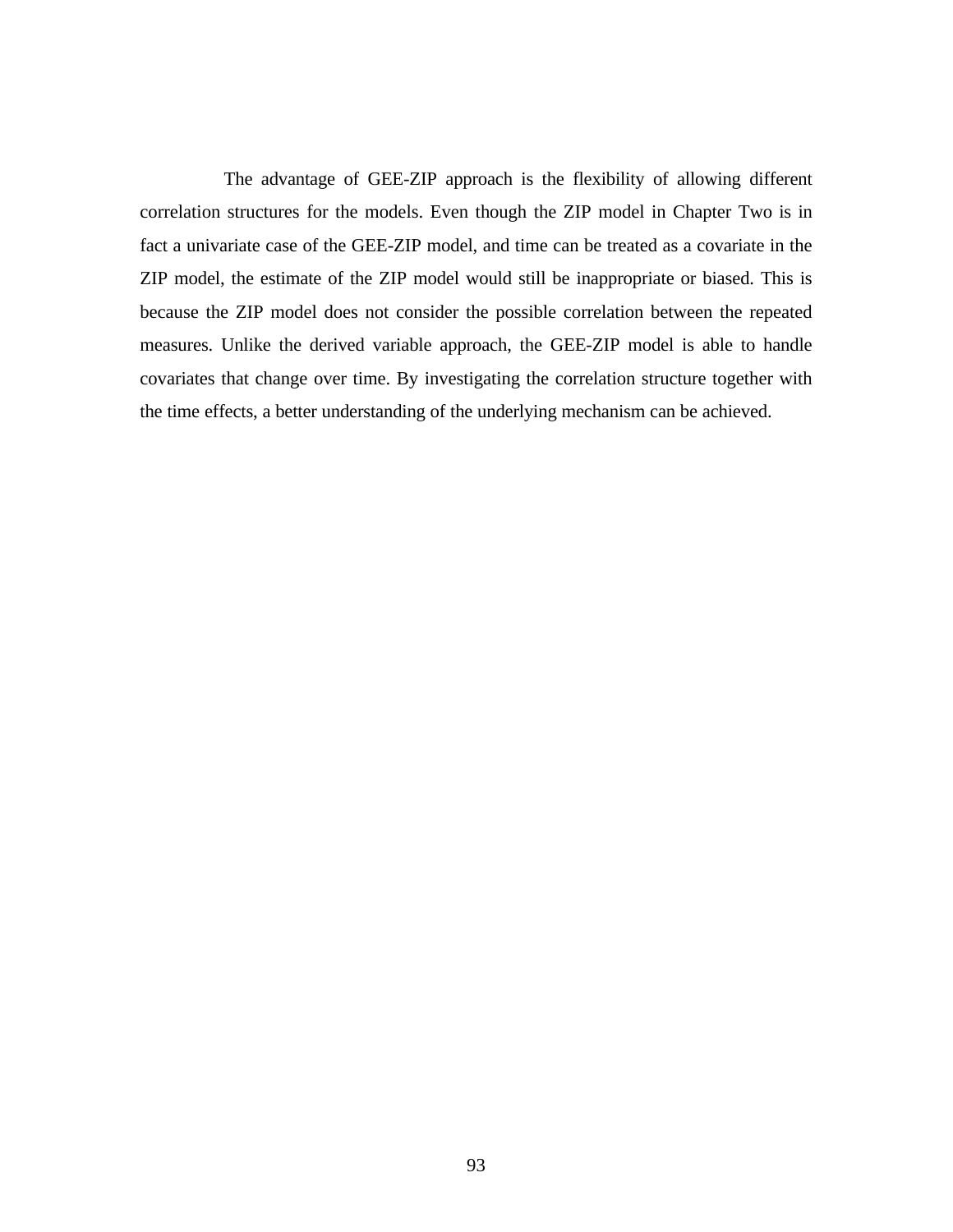The advantage of GEE-ZIP approach is the flexibility of allowing different correlation structures for the models. Even though the ZIP model in Chapter Two is in fact a univariate case of the GEE-ZIP model, and time can be treated as a covariate in the ZIP model, the estimate of the ZIP model would still be inappropriate or biased. This is because the ZIP model does not consider the possible correlation between the repeated measures. Unlike the derived variable approach, the GEE-ZIP model is able to handle covariates that change over time. By investigating the correlation structure together with the time effects, a better understanding of the underlying mechanism can be achieved.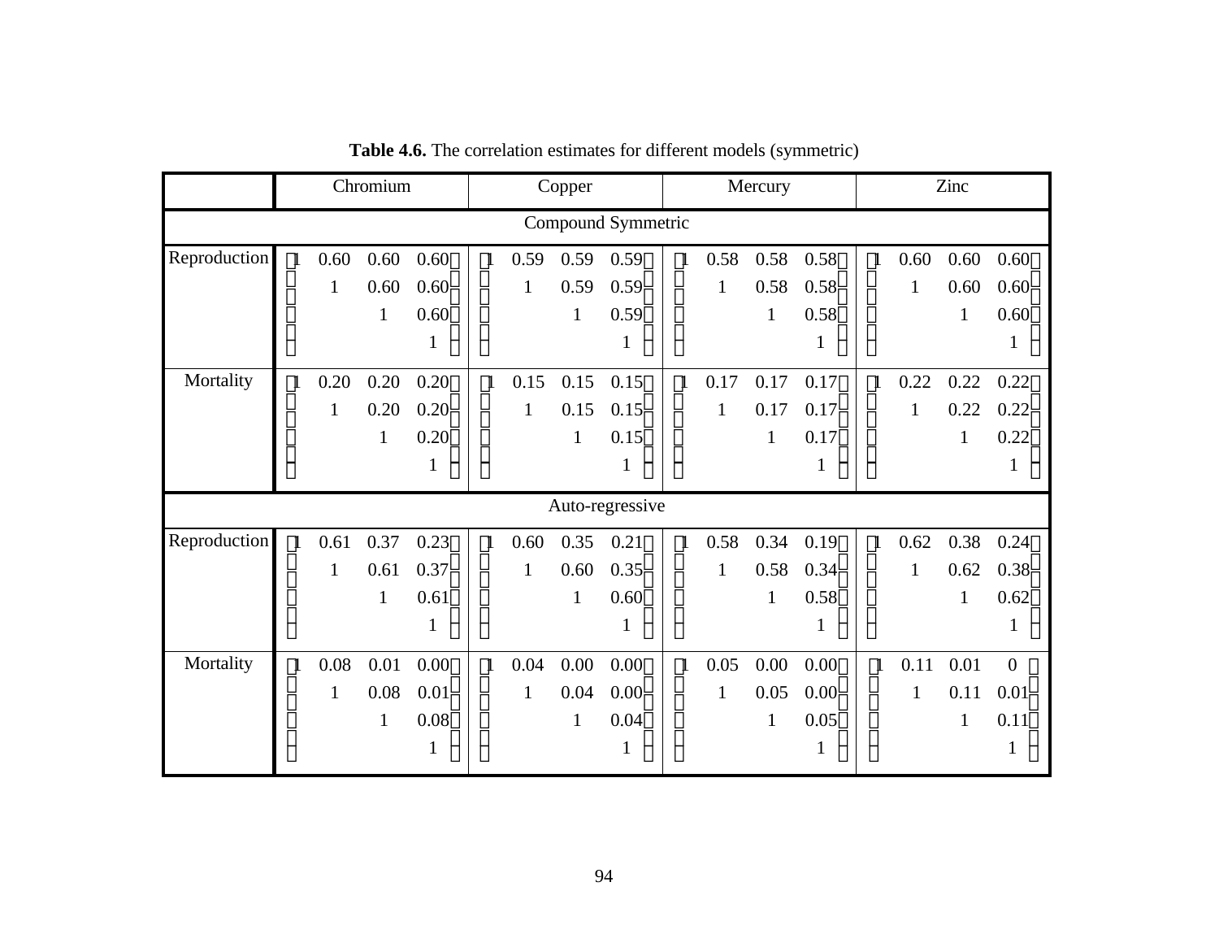**Table 4.6.** The correlation estimates for different models (symmetric)

| | Chromium | Copper | Mercury | Zinc |
|---|---|---|---|---|
| **Compound Symmetric** | | | | |
| Reproduction | $\begin{bmatrix} 1 & 0.60 & 0.60 & 0.60 \\ & 1 & 0.60 & 0.60 \\ & & 1 & 0.60 \\ & & & 1 \end{bmatrix}$ | $\begin{bmatrix} 1 & 0.59 & 0.59 & 0.59 \\ & 1 & 0.59 & 0.59 \\ & & 1 & 0.59 \\ & & & 1 \end{bmatrix}$ | $\begin{bmatrix} 1 & 0.58 & 0.58 & 0.58 \\ & 1 & 0.58 & 0.58 \\ & & 1 & 0.58 \\ & & & 1 \end{bmatrix}$ | $\begin{bmatrix} 1 & 0.60 & 0.60 & 0.60 \\ & 1 & 0.60 & 0.60 \\ & & 1 & 0.60 \\ & & & 1 \end{bmatrix}$ |
| Mortality | $\begin{bmatrix} 1 & 0.20 & 0.20 & 0.20 \\ & 1 & 0.20 & 0.20 \\ & & 1 & 0.20 \\ & & & 1 \end{bmatrix}$ | $\begin{bmatrix} 1 & 0.15 & 0.15 & 0.15 \\ & 1 & 0.15 & 0.15 \\ & & 1 & 0.15 \\ & & & 1 \end{bmatrix}$ | $\begin{bmatrix} 1 & 0.17 & 0.17 & 0.17 \\ & 1 & 0.17 & 0.17 \\ & & 1 & 0.17 \\ & & & 1 \end{bmatrix}$ | $\begin{bmatrix} 1 & 0.22 & 0.22 & 0.22 \\ & 1 & 0.22 & 0.22 \\ & & 1 & 0.22 \\ & & & 1 \end{bmatrix}$ |
| **Auto-regressive** | | | | |
| Reproduction | $\begin{bmatrix} 1 & 0.61 & 0.37 & 0.23 \\ & 1 & 0.61 & 0.37 \\ & & 1 & 0.61 \\ & & & 1 \end{bmatrix}$ | $\begin{bmatrix} 1 & 0.60 & 0.35 & 0.21 \\ & 1 & 0.60 & 0.35 \\ & & 1 & 0.60 \\ & & & 1 \end{bmatrix}$ | $\begin{bmatrix} 1 & 0.58 & 0.34 & 0.19 \\ & 1 & 0.58 & 0.34 \\ & & 1 & 0.58 \\ & & & 1 \end{bmatrix}$ | $\begin{bmatrix} 1 & 0.62 & 0.38 & 0.24 \\ & 1 & 0.62 & 0.38 \\ & & 1 & 0.62 \\ & & & 1 \end{bmatrix}$ |
| Mortality | $\begin{bmatrix} 1 & 0.08 & 0.01 & 0.00 \\ & 1 & 0.08 & 0.01 \\ & & 1 & 0.08 \\ & & & 1 \end{bmatrix}$ | $\begin{bmatrix} 1 & 0.04 & 0.00 & 0.00 \\ & 1 & 0.04 & 0.00 \\ & & 1 & 0.04 \\ & & & 1 \end{bmatrix}$ | $\begin{bmatrix} 1 & 0.05 & 0.00 & 0.00 \\ & 1 & 0.05 & 0.00 \\ & & 1 & 0.05 \\ & & & 1 \end{bmatrix}$ | $\begin{bmatrix} 1 & 0.11 & 0.01 & 0 \\ & 1 & 0.11 & 0.01 \\ & & 1 & 0.11 \\ & & & 1 \end{bmatrix}$ |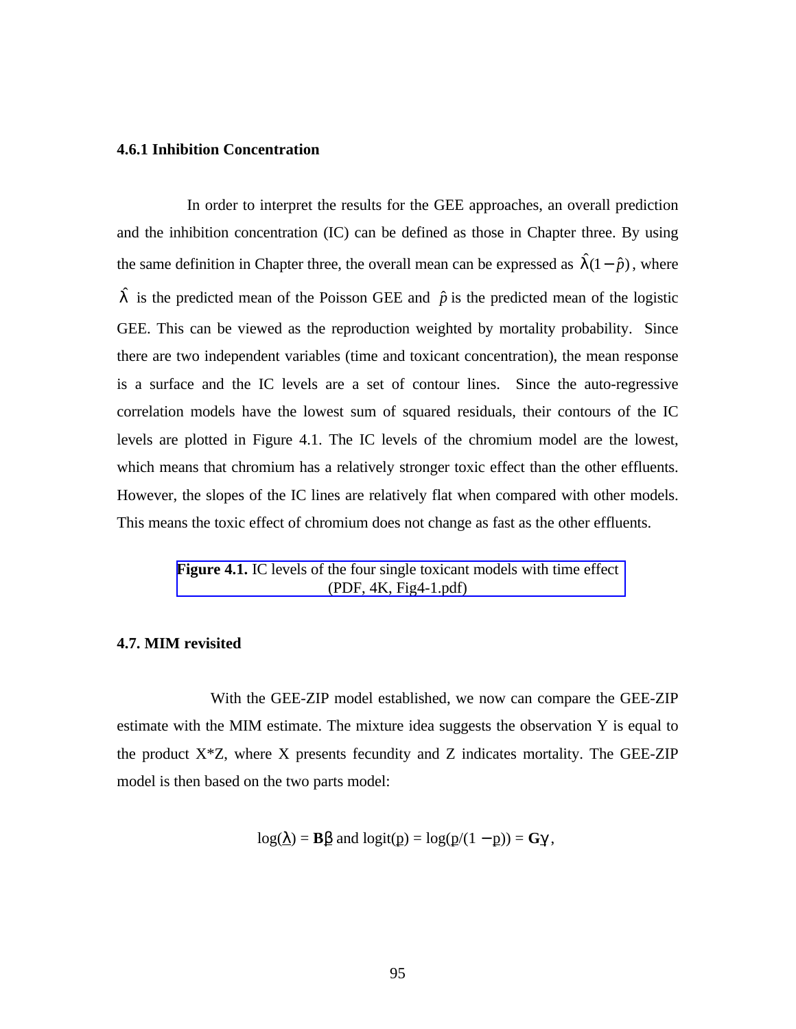### 4.6.1 Inhibition Concentration

In order to interpret the results for the GEE approaches, an overall prediction and the inhibition concentration (IC) can be defined as those in Chapter three. By using the same definition in Chapter three, the overall mean can be expressed as $\hat{\lambda}(1-\hat{p})$, where $\hat{\lambda}$ is the predicted mean of the Poisson GEE and $\hat{p}$ is the predicted mean of the logistic GEE. This can be viewed as the reproduction weighted by mortality probability. Since there are two independent variables (time and toxicant concentration), the mean response is a surface and the IC levels are a set of contour lines. Since the auto-regressive correlation models have the lowest sum of squared residuals, their contours of the IC levels are plotted in Figure 4.1. The IC levels of the chromium model are the lowest, which means that chromium has a relatively stronger toxic effect than the other effluents. However, the slopes of the IC lines are relatively flat when compared with other models. This means the toxic effect of chromium does not change as fast as the other effluents.

**Figure 4.1.** IC levels of the four single toxicant models with time effect (PDF, 4K, Fig4-1.pdf)

### 4.7. MIM revisited

With the GEE-ZIP model established, we now can compare the GEE-ZIP estimate with the MIM estimate. The mixture idea suggests the observation Y is equal to the product X*Z, where X presents fecundity and Z indicates mortality. The GEE-ZIP model is then based on the two parts model:

$$\log(\underline{\lambda}) = \mathbf{B}\underline{\beta} \text{ and } \mathrm{logit}(\underline{p}) = \log(\underline{p}/(1-\underline{p})) = \mathbf{G}\underline{\gamma},$$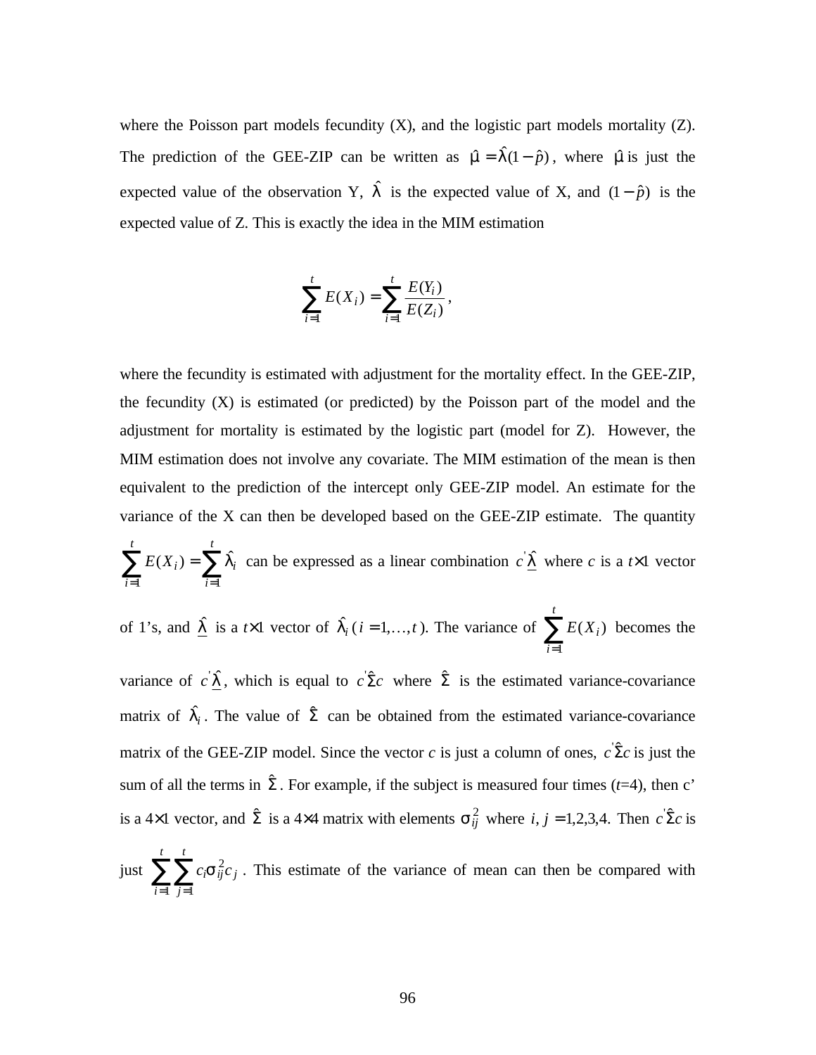where the Poisson part models fecundity (X), and the logistic part models mortality (Z). The prediction of the GEE-ZIP can be written as $\hat{\mu} = \hat{\lambda}(1-\hat{p})$, where $\hat{\mu}$ is just the expected value of the observation Y, $\hat{\lambda}$ is the expected value of X, and $(1-\hat{p})$ is the expected value of Z. This is exactly the idea in the MIM estimation

$$\sum_{i=1}^{t} E(X_i) = \sum_{i=1}^{t} \frac{E(Y_i)}{E(Z_i)},$$

where the fecundity is estimated with adjustment for the mortality effect. In the GEE-ZIP, the fecundity (X) is estimated (or predicted) by the Poisson part of the model and the adjustment for mortality is estimated by the logistic part (model for Z). However, the MIM estimation does not involve any covariate. The MIM estimation of the mean is then equivalent to the prediction of the intercept only GEE-ZIP model. An estimate for the variance of the X can then be developed based on the GEE-ZIP estimate. The quantity $\sum_{i=1}^{t} E(X_i) = \sum_{i=1}^{t} \hat{\lambda}_i$ can be expressed as a linear combination $c'\underline{\hat{\lambda}}$ where $c$ is a $t\times1$ vector of 1's, and $\underline{\hat{\lambda}}$ is a $t\times1$ vector of $\hat{\lambda}_i$ ($i = 1,\ldots,t$). The variance of $\sum_{i=1}^{t} E(X_i)$ becomes the variance of $c'\underline{\hat{\lambda}}$, which is equal to $c'\hat{\Sigma}c$ where $\hat{\Sigma}$ is the estimated variance-covariance matrix of $\hat{\lambda}_i$. The value of $\hat{\Sigma}$ can be obtained from the estimated variance-covariance matrix of the GEE-ZIP model. Since the vector $c$ is just a column of ones, $c'\hat{\Sigma}c$ is just the sum of all the terms in $\hat{\Sigma}$. For example, if the subject is measured four times ($t$=4), then c' is a $4\times1$ vector, and $\hat{\Sigma}$ is a $4\times4$ matrix with elements $\sigma_{ij}^2$ where $i, j = 1,2,3,4.$ Then $c'\hat{\Sigma}c$ is just $\sum_{i=1}^{t}\sum_{j=1}^{t} c_i\sigma_{ij}^2 c_j$. This estimate of the variance of mean can then be compared with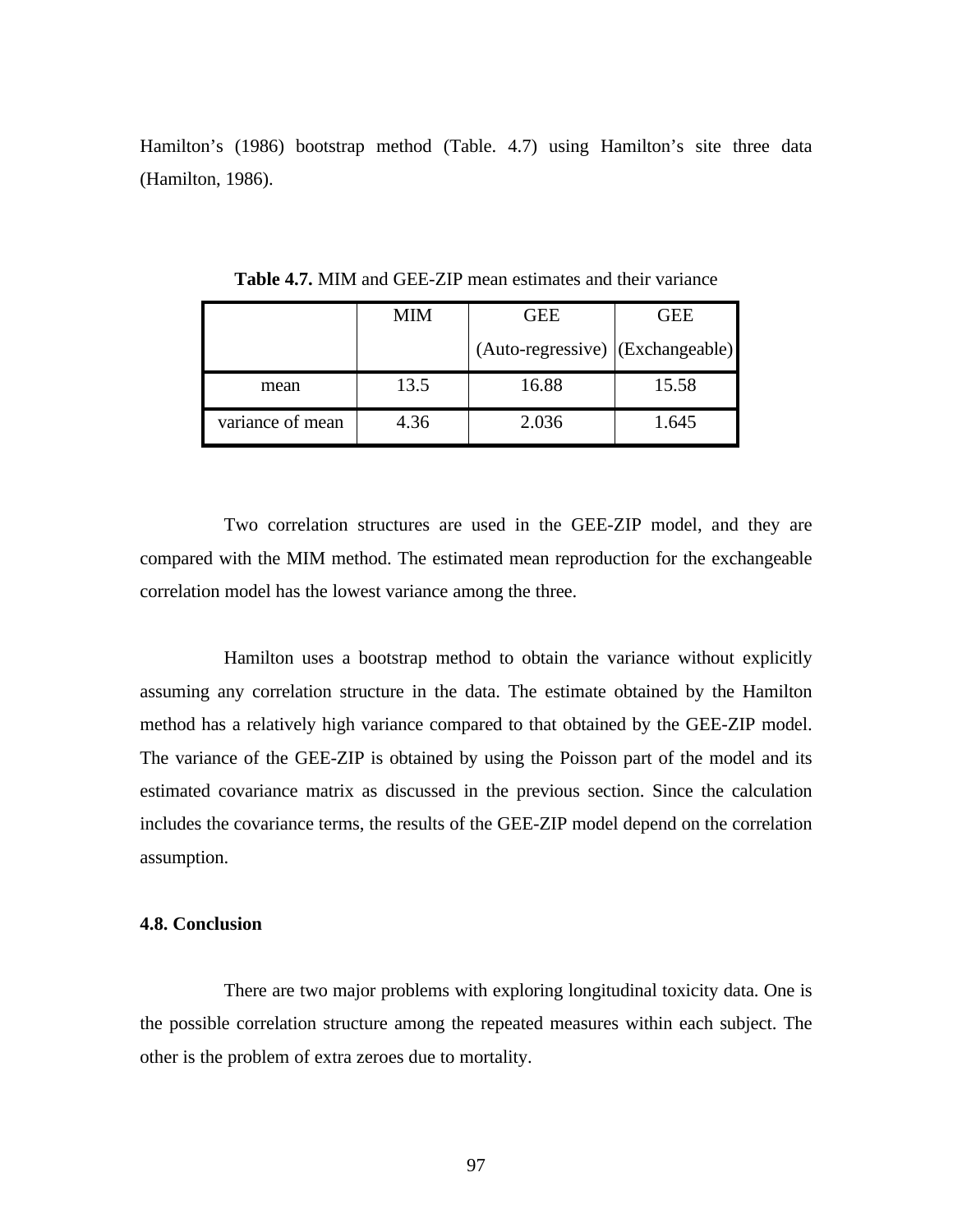Hamilton's (1986) bootstrap method (Table. 4.7) using Hamilton's site three data (Hamilton, 1986).

**Table 4.7.** MIM and GEE-ZIP mean estimates and their variance

| | MIM | GEE (Auto-regressive) | GEE (Exchangeable) |
|---|---|---|---|
| mean | 13.5 | 16.88 | 15.58 |
| variance of mean | 4.36 | 2.036 | 1.645 |

Two correlation structures are used in the GEE-ZIP model, and they are compared with the MIM method. The estimated mean reproduction for the exchangeable correlation model has the lowest variance among the three.

Hamilton uses a bootstrap method to obtain the variance without explicitly assuming any correlation structure in the data. The estimate obtained by the Hamilton method has a relatively high variance compared to that obtained by the GEE-ZIP model. The variance of the GEE-ZIP is obtained by using the Poisson part of the model and its estimated covariance matrix as discussed in the previous section. Since the calculation includes the covariance terms, the results of the GEE-ZIP model depend on the correlation assumption.

### 4.8. Conclusion

There are two major problems with exploring longitudinal toxicity data. One is the possible correlation structure among the repeated measures within each subject. The other is the problem of extra zeroes due to mortality.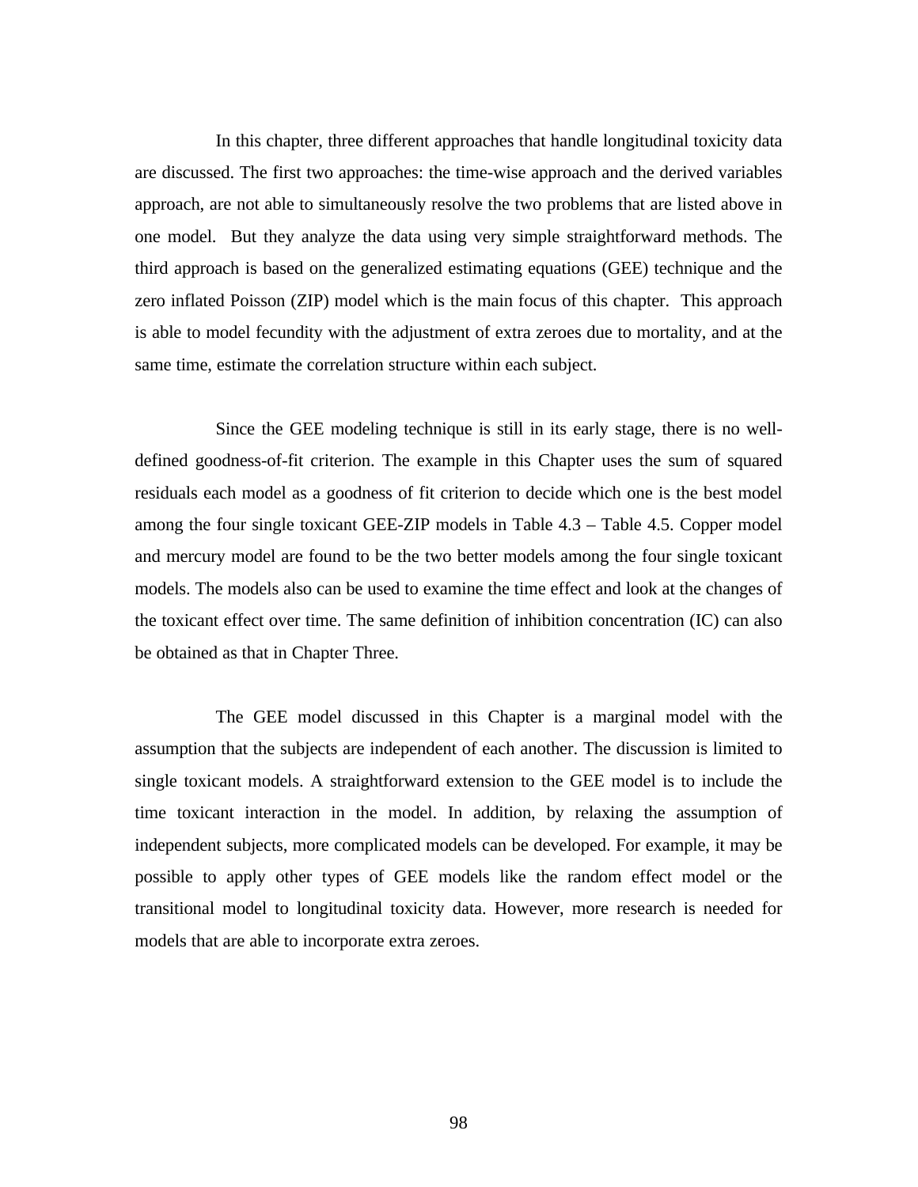In this chapter, three different approaches that handle longitudinal toxicity data are discussed. The first two approaches: the time-wise approach and the derived variables approach, are not able to simultaneously resolve the two problems that are listed above in one model. But they analyze the data using very simple straightforward methods. The third approach is based on the generalized estimating equations (GEE) technique and the zero inflated Poisson (ZIP) model which is the main focus of this chapter. This approach is able to model fecundity with the adjustment of extra zeroes due to mortality, and at the same time, estimate the correlation structure within each subject.

Since the GEE modeling technique is still in its early stage, there is no well-defined goodness-of-fit criterion. The example in this Chapter uses the sum of squared residuals each model as a goodness of fit criterion to decide which one is the best model among the four single toxicant GEE-ZIP models in Table 4.3 – Table 4.5. Copper model and mercury model are found to be the two better models among the four single toxicant models. The models also can be used to examine the time effect and look at the changes of the toxicant effect over time. The same definition of inhibition concentration (IC) can also be obtained as that in Chapter Three.

The GEE model discussed in this Chapter is a marginal model with the assumption that the subjects are independent of each another. The discussion is limited to single toxicant models. A straightforward extension to the GEE model is to include the time toxicant interaction in the model. In addition, by relaxing the assumption of independent subjects, more complicated models can be developed. For example, it may be possible to apply other types of GEE models like the random effect model or the transitional model to longitudinal toxicity data. However, more research is needed for models that are able to incorporate extra zeroes.